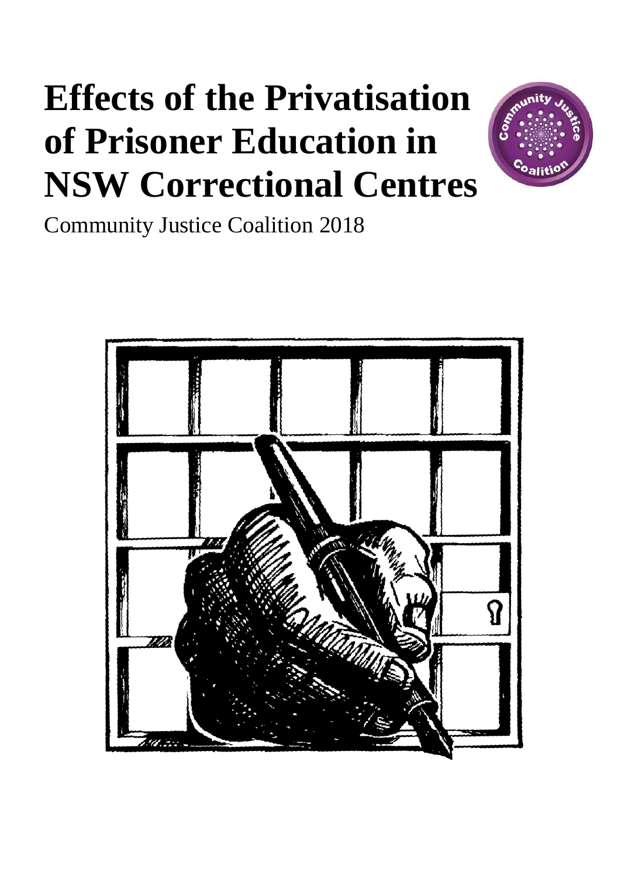# Effects of the Privatisation of Prisoner Education in NSW Correctional Centres

Community Justice Coalition 2018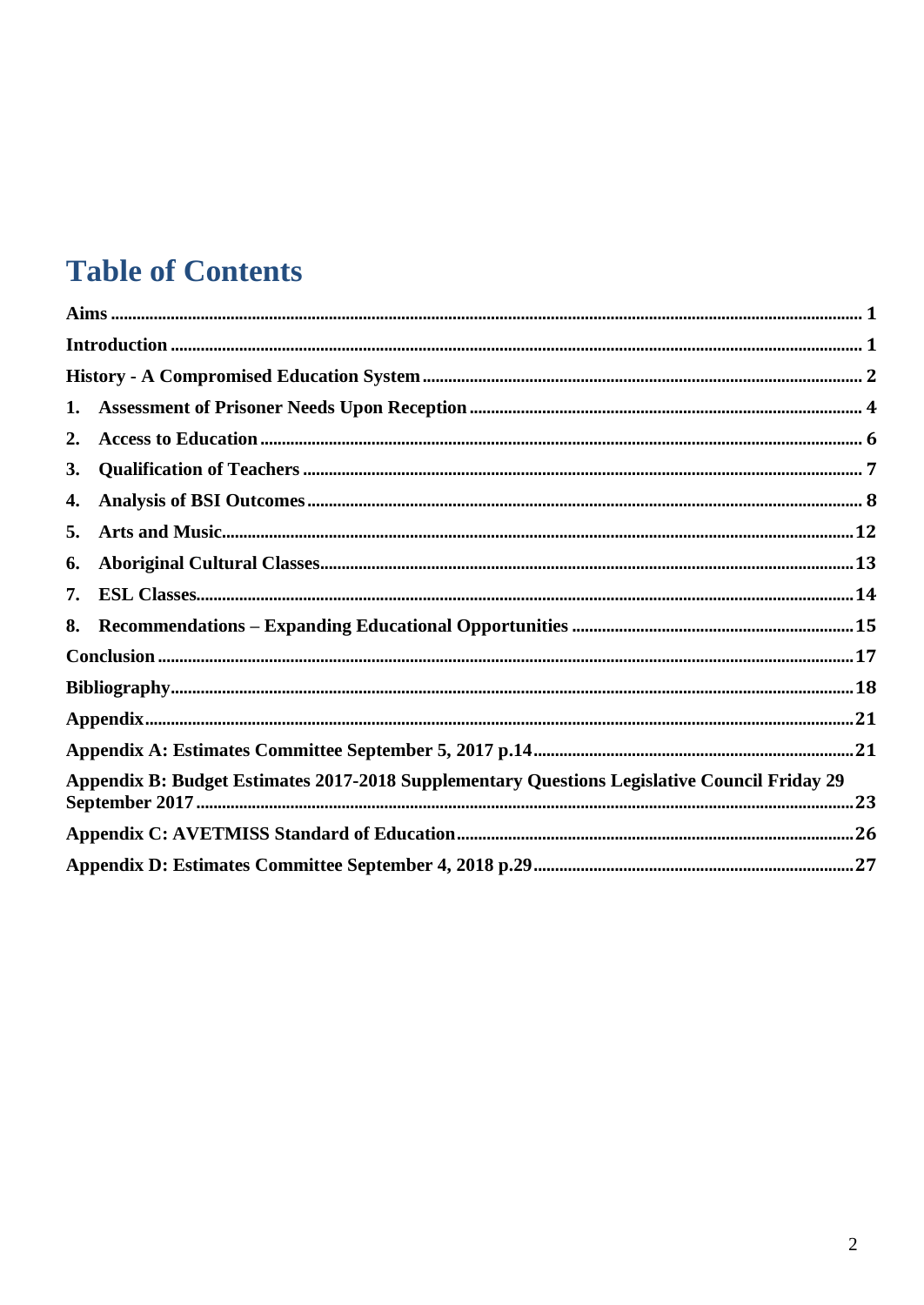# Table of Contents

**Aims** ........................................................................................................ **1**

**Introduction** ............................................................................................. **1**

**History - A Compromised Education System** ..................................................... **2**

**1. Assessment of Prisoner Needs Upon Reception** ............................................ **4**

**2. Access to Education** ................................................................................. **6**

**3. Qualification of Teachers** .......................................................................... **7**

**4. Analysis of BSI Outcomes** .......................................................................... **8**

**5. Arts and Music** ......................................................................................... **12**

**6. Aboriginal Cultural Classes** ......................................................................... **13**

**7. ESL Classes** ............................................................................................. **14**

**8. Recommendations – Expanding Educational Opportunities** ................................ **15**

**Conclusion** ................................................................................................. **17**

**Bibliography** ............................................................................................... **18**

**Appendix** ..................................................................................................... **21**

**Appendix A: Estimates Committee September 5, 2017 p.14** .................................. **21**

**Appendix B: Budget Estimates 2017-2018 Supplementary Questions Legislative Council Friday 29 September 2017** ........................................................................................ **23**

**Appendix C: AVETMISS Standard of Education** .................................................. **26**

**Appendix D: Estimates Committee September 4, 2018 p.29** .................................. **27**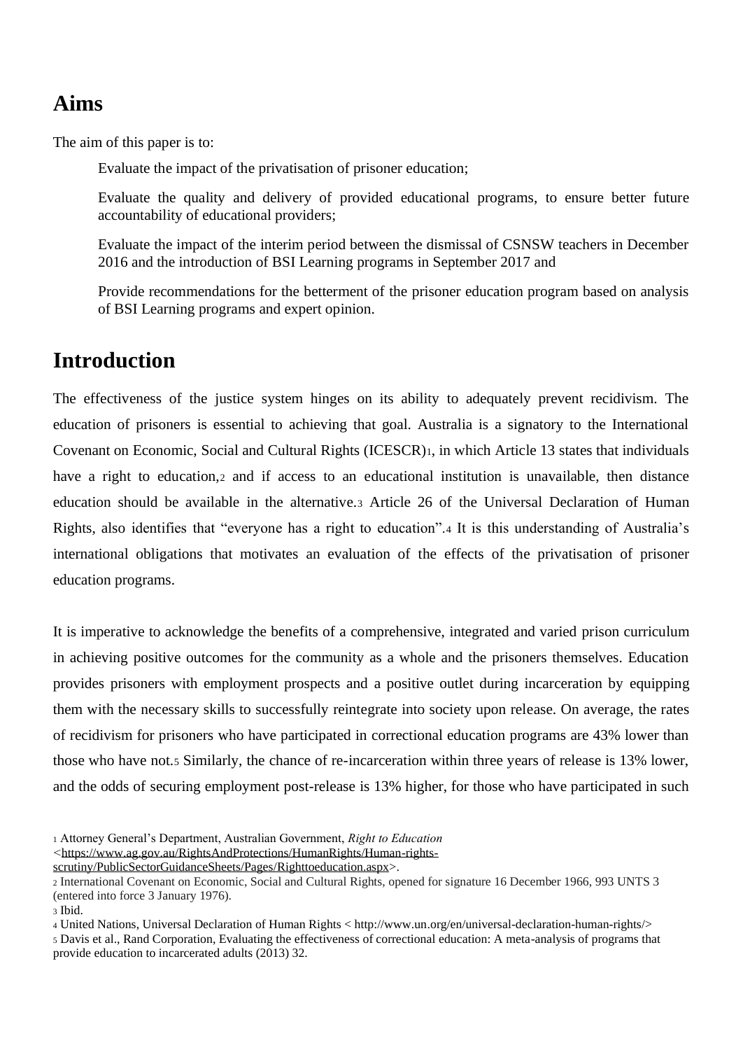## Aims

The aim of this paper is to:

Evaluate the impact of the privatisation of prisoner education;

Evaluate the quality and delivery of provided educational programs, to ensure better future accountability of educational providers;

Evaluate the impact of the interim period between the dismissal of CSNSW teachers in December 2016 and the introduction of BSI Learning programs in September 2017 and

Provide recommendations for the betterment of the prisoner education program based on analysis of BSI Learning programs and expert opinion.

## Introduction

The effectiveness of the justice system hinges on its ability to adequately prevent recidivism. The education of prisoners is essential to achieving that goal. Australia is a signatory to the International Covenant on Economic, Social and Cultural Rights (ICESCR)[1], in which Article 13 states that individuals have a right to education,[2] and if access to an educational institution is unavailable, then distance education should be available in the alternative.[3] Article 26 of the Universal Declaration of Human Rights, also identifies that "everyone has a right to education".[4] It is this understanding of Australia's international obligations that motivates an evaluation of the effects of the privatisation of prisoner education programs.

It is imperative to acknowledge the benefits of a comprehensive, integrated and varied prison curriculum in achieving positive outcomes for the community as a whole and the prisoners themselves. Education provides prisoners with employment prospects and a positive outlet during incarceration by equipping them with the necessary skills to successfully reintegrate into society upon release. On average, the rates of recidivism for prisoners who have participated in correctional education programs are 43% lower than those who have not.[5] Similarly, the chance of re-incarceration within three years of release is 13% lower, and the odds of securing employment post-release is 13% higher, for those who have participated in such

[1] Attorney General's Department, Australian Government, *Right to Education* <https://www.ag.gov.au/RightsAndProtections/HumanRights/Human-rights-scrutiny/PublicSectorGuidanceSheets/Pages/Righttoeducation.aspx>.

[2] International Covenant on Economic, Social and Cultural Rights, opened for signature 16 December 1966, 993 UNTS 3 (entered into force 3 January 1976).

[3] Ibid.

[4] United Nations, Universal Declaration of Human Rights < http://www.un.org/en/universal-declaration-human-rights/>

[5] Davis et al., Rand Corporation, Evaluating the effectiveness of correctional education: A meta-analysis of programs that provide education to incarcerated adults (2013) 32.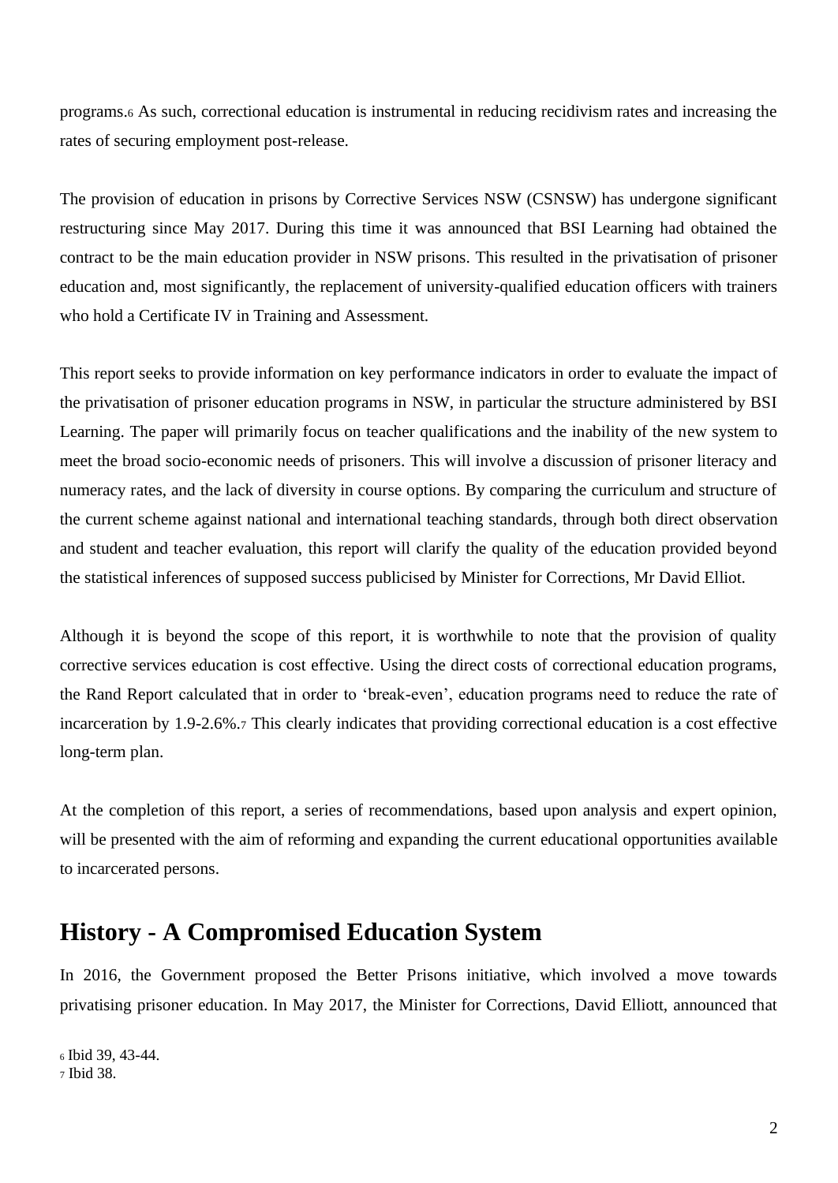programs.[6] As such, correctional education is instrumental in reducing recidivism rates and increasing the rates of securing employment post-release.

The provision of education in prisons by Corrective Services NSW (CSNSW) has undergone significant restructuring since May 2017. During this time it was announced that BSI Learning had obtained the contract to be the main education provider in NSW prisons. This resulted in the privatisation of prisoner education and, most significantly, the replacement of university-qualified education officers with trainers who hold a Certificate IV in Training and Assessment.

This report seeks to provide information on key performance indicators in order to evaluate the impact of the privatisation of prisoner education programs in NSW, in particular the structure administered by BSI Learning. The paper will primarily focus on teacher qualifications and the inability of the new system to meet the broad socio-economic needs of prisoners. This will involve a discussion of prisoner literacy and numeracy rates, and the lack of diversity in course options. By comparing the curriculum and structure of the current scheme against national and international teaching standards, through both direct observation and student and teacher evaluation, this report will clarify the quality of the education provided beyond the statistical inferences of supposed success publicised by Minister for Corrections, Mr David Elliot.

Although it is beyond the scope of this report, it is worthwhile to note that the provision of quality corrective services education is cost effective. Using the direct costs of correctional education programs, the Rand Report calculated that in order to 'break-even', education programs need to reduce the rate of incarceration by 1.9-2.6%.[7] This clearly indicates that providing correctional education is a cost effective long-term plan.

At the completion of this report, a series of recommendations, based upon analysis and expert opinion, will be presented with the aim of reforming and expanding the current educational opportunities available to incarcerated persons.

## History - A Compromised Education System

In 2016, the Government proposed the Better Prisons initiative, which involved a move towards privatising prisoner education. In May 2017, the Minister for Corrections, David Elliott, announced that

[6] Ibid 39, 43-44.
[7] Ibid 38.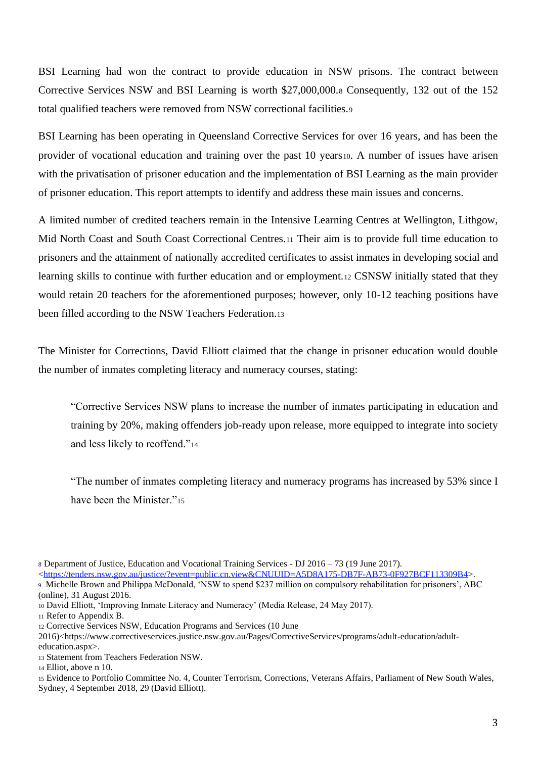BSI Learning had won the contract to provide education in NSW prisons. The contract between Corrective Services NSW and BSI Learning is worth $27,000,000.[8] Consequently, 132 out of the 152 total qualified teachers were removed from NSW correctional facilities.[9]

BSI Learning has been operating in Queensland Corrective Services for over 16 years, and has been the provider of vocational education and training over the past 10 years[10]. A number of issues have arisen with the privatisation of prisoner education and the implementation of BSI Learning as the main provider of prisoner education. This report attempts to identify and address these main issues and concerns.

A limited number of credited teachers remain in the Intensive Learning Centres at Wellington, Lithgow, Mid North Coast and South Coast Correctional Centres.[11] Their aim is to provide full time education to prisoners and the attainment of nationally accredited certificates to assist inmates in developing social and learning skills to continue with further education and or employment.[12] CSNSW initially stated that they would retain 20 teachers for the aforementioned purposes; however, only 10-12 teaching positions have been filled according to the NSW Teachers Federation.[13]

The Minister for Corrections, David Elliott claimed that the change in prisoner education would double the number of inmates completing literacy and numeracy courses, stating:

> "Corrective Services NSW plans to increase the number of inmates participating in education and training by 20%, making offenders job-ready upon release, more equipped to integrate into society and less likely to reoffend."[14]
>
> "The number of inmates completing literacy and numeracy programs has increased by 53% since I have been the Minister."[15]

---

[8] Department of Justice, Education and Vocational Training Services - DJ 2016 – 73 (19 June 2017). <https://tenders.nsw.gov.au/justice/?event=public.cn.view&CNUUID=A5D8A175-DB7F-AB73-0F927BCF113309B4>.

[9] Michelle Brown and Philippa McDonald, 'NSW to spend $237 million on compulsory rehabilitation for prisoners', ABC (online), 31 August 2016.

[10] David Elliott, 'Improving Inmate Literacy and Numeracy' (Media Release, 24 May 2017).

[11] Refer to Appendix B.

[12] Corrective Services NSW, Education Programs and Services (10 June 2016)<https://www.correctiveservices.justice.nsw.gov.au/Pages/CorrectiveServices/programs/adult-education/adult-education.aspx>.

[13] Statement from Teachers Federation NSW.

[14] Elliot, above n 10.

[15] Evidence to Portfolio Committee No. 4, Counter Terrorism, Corrections, Veterans Affairs, Parliament of New South Wales, Sydney, 4 September 2018, 29 (David Elliott).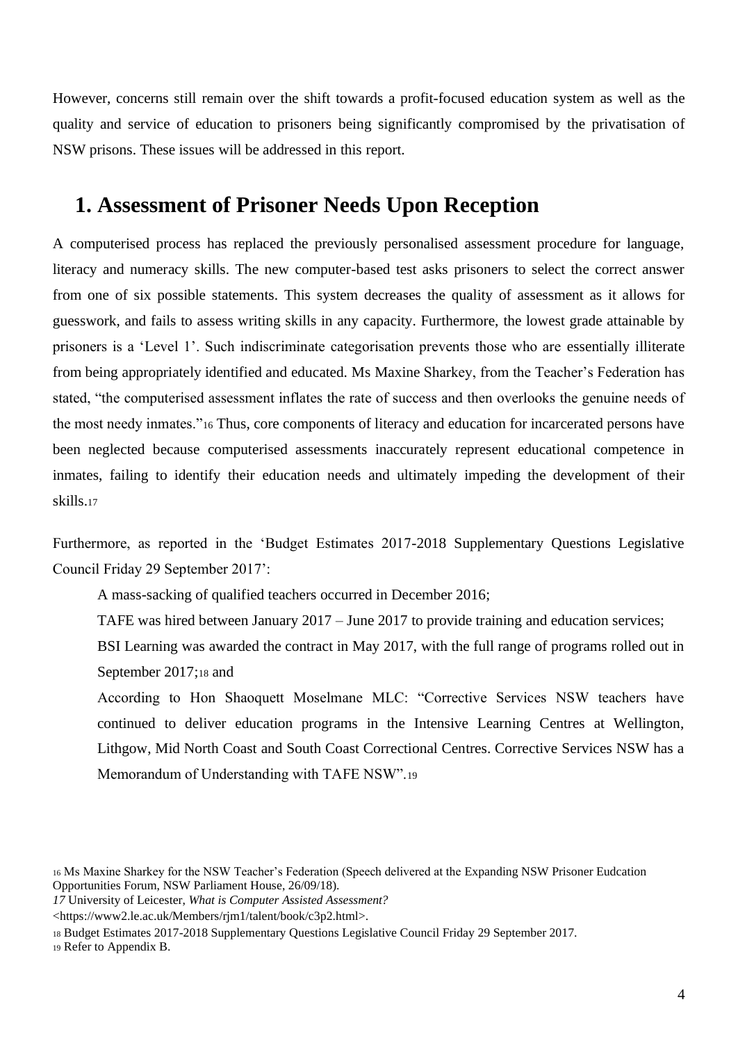However, concerns still remain over the shift towards a profit-focused education system as well as the quality and service of education to prisoners being significantly compromised by the privatisation of NSW prisons. These issues will be addressed in this report.

# 1. Assessment of Prisoner Needs Upon Reception

A computerised process has replaced the previously personalised assessment procedure for language, literacy and numeracy skills. The new computer-based test asks prisoners to select the correct answer from one of six possible statements. This system decreases the quality of assessment as it allows for guesswork, and fails to assess writing skills in any capacity. Furthermore, the lowest grade attainable by prisoners is a 'Level 1'. Such indiscriminate categorisation prevents those who are essentially illiterate from being appropriately identified and educated. Ms Maxine Sharkey, from the Teacher's Federation has stated, "the computerised assessment inflates the rate of success and then overlooks the genuine needs of the most needy inmates."[16] Thus, core components of literacy and education for incarcerated persons have been neglected because computerised assessments inaccurately represent educational competence in inmates, failing to identify their education needs and ultimately impeding the development of their skills.[17]

Furthermore, as reported in the 'Budget Estimates 2017-2018 Supplementary Questions Legislative Council Friday 29 September 2017':

- A mass-sacking of qualified teachers occurred in December 2016;
- TAFE was hired between January 2017 – June 2017 to provide training and education services;
- BSI Learning was awarded the contract in May 2017, with the full range of programs rolled out in September 2017;[18] and
- According to Hon Shaoquett Moselmane MLC: "Corrective Services NSW teachers have continued to deliver education programs in the Intensive Learning Centres at Wellington, Lithgow, Mid North Coast and South Coast Correctional Centres. Corrective Services NSW has a Memorandum of Understanding with TAFE NSW".[19]

[16] Ms Maxine Sharkey for the NSW Teacher's Federation (Speech delivered at the Expanding NSW Prisoner Eudcation Opportunities Forum, NSW Parliament House, 26/09/18).

*17* University of Leicester, *What is Computer Assisted Assessment?* <https://www2.le.ac.uk/Members/rjm1/talent/book/c3p2.html>.

[18] Budget Estimates 2017-2018 Supplementary Questions Legislative Council Friday 29 September 2017.

[19] Refer to Appendix B.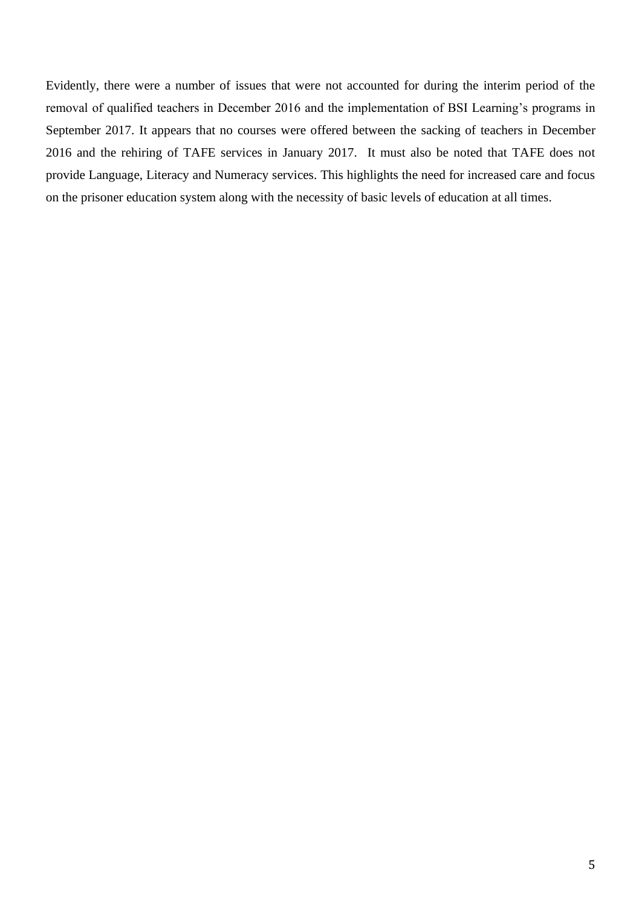Evidently, there were a number of issues that were not accounted for during the interim period of the removal of qualified teachers in December 2016 and the implementation of BSI Learning's programs in September 2017. It appears that no courses were offered between the sacking of teachers in December 2016 and the rehiring of TAFE services in January 2017. It must also be noted that TAFE does not provide Language, Literacy and Numeracy services. This highlights the need for increased care and focus on the prisoner education system along with the necessity of basic levels of education at all times.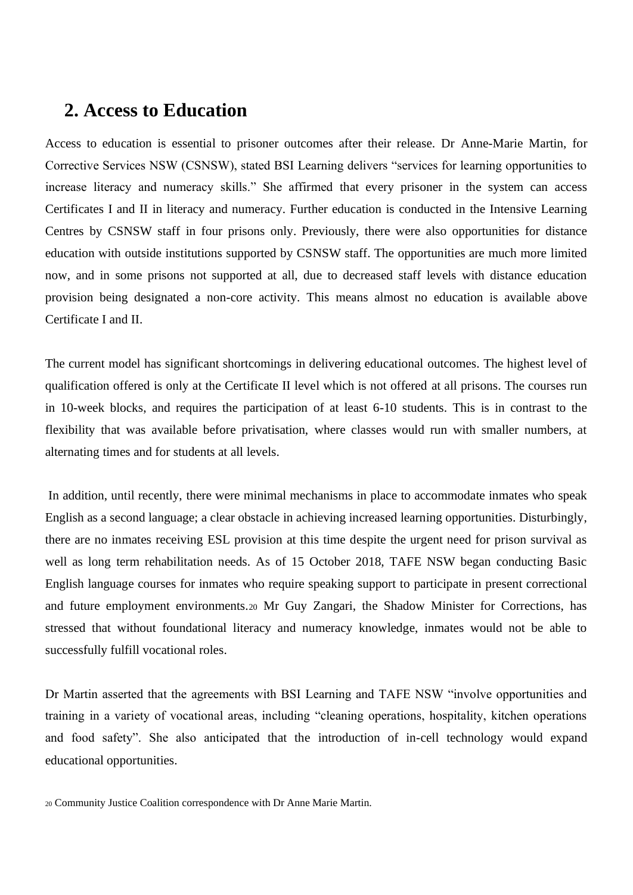## 2. Access to Education

Access to education is essential to prisoner outcomes after their release. Dr Anne-Marie Martin, for Corrective Services NSW (CSNSW), stated BSI Learning delivers "services for learning opportunities to increase literacy and numeracy skills." She affirmed that every prisoner in the system can access Certificates I and II in literacy and numeracy. Further education is conducted in the Intensive Learning Centres by CSNSW staff in four prisons only. Previously, there were also opportunities for distance education with outside institutions supported by CSNSW staff. The opportunities are much more limited now, and in some prisons not supported at all, due to decreased staff levels with distance education provision being designated a non-core activity. This means almost no education is available above Certificate I and II.

The current model has significant shortcomings in delivering educational outcomes. The highest level of qualification offered is only at the Certificate II level which is not offered at all prisons. The courses run in 10-week blocks, and requires the participation of at least 6-10 students. This is in contrast to the flexibility that was available before privatisation, where classes would run with smaller numbers, at alternating times and for students at all levels.

In addition, until recently, there were minimal mechanisms in place to accommodate inmates who speak English as a second language; a clear obstacle in achieving increased learning opportunities. Disturbingly, there are no inmates receiving ESL provision at this time despite the urgent need for prison survival as well as long term rehabilitation needs. As of 15 October 2018, TAFE NSW began conducting Basic English language courses for inmates who require speaking support to participate in present correctional and future employment environments.[20] Mr Guy Zangari, the Shadow Minister for Corrections, has stressed that without foundational literacy and numeracy knowledge, inmates would not be able to successfully fulfill vocational roles.

Dr Martin asserted that the agreements with BSI Learning and TAFE NSW "involve opportunities and training in a variety of vocational areas, including "cleaning operations, hospitality, kitchen operations and food safety". She also anticipated that the introduction of in-cell technology would expand educational opportunities.

[20] Community Justice Coalition correspondence with Dr Anne Marie Martin.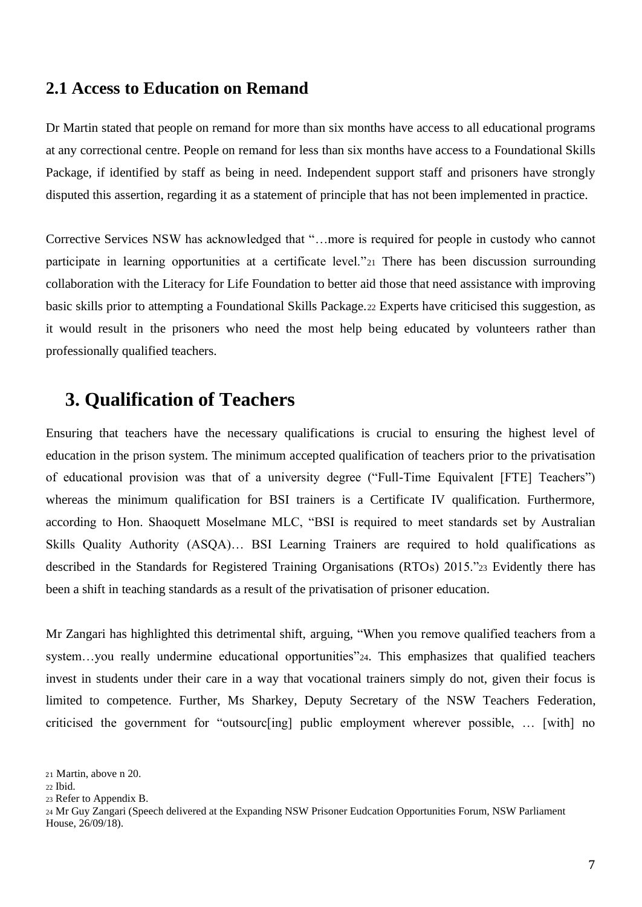## 2.1 Access to Education on Remand

Dr Martin stated that people on remand for more than six months have access to all educational programs at any correctional centre. People on remand for less than six months have access to a Foundational Skills Package, if identified by staff as being in need. Independent support staff and prisoners have strongly disputed this assertion, regarding it as a statement of principle that has not been implemented in practice.

Corrective Services NSW has acknowledged that "…more is required for people in custody who cannot participate in learning opportunities at a certificate level."[21] There has been discussion surrounding collaboration with the Literacy for Life Foundation to better aid those that need assistance with improving basic skills prior to attempting a Foundational Skills Package.[22] Experts have criticised this suggestion, as it would result in the prisoners who need the most help being educated by volunteers rather than professionally qualified teachers.

# 3. Qualification of Teachers

Ensuring that teachers have the necessary qualifications is crucial to ensuring the highest level of education in the prison system. The minimum accepted qualification of teachers prior to the privatisation of educational provision was that of a university degree ("Full-Time Equivalent [FTE] Teachers") whereas the minimum qualification for BSI trainers is a Certificate IV qualification. Furthermore, according to Hon. Shaoquett Moselmane MLC, "BSI is required to meet standards set by Australian Skills Quality Authority (ASQA)… BSI Learning Trainers are required to hold qualifications as described in the Standards for Registered Training Organisations (RTOs) 2015."[23] Evidently there has been a shift in teaching standards as a result of the privatisation of prisoner education.

Mr Zangari has highlighted this detrimental shift, arguing, "When you remove qualified teachers from a system…you really undermine educational opportunities"[24]. This emphasizes that qualified teachers invest in students under their care in a way that vocational trainers simply do not, given their focus is limited to competence. Further, Ms Sharkey, Deputy Secretary of the NSW Teachers Federation, criticised the government for "outsourc[ing] public employment wherever possible, … [with] no

[21] Martin, above n 20.

[22] Ibid.

[23] Refer to Appendix B.

[24] Mr Guy Zangari (Speech delivered at the Expanding NSW Prisoner Eudcation Opportunities Forum, NSW Parliament House, 26/09/18).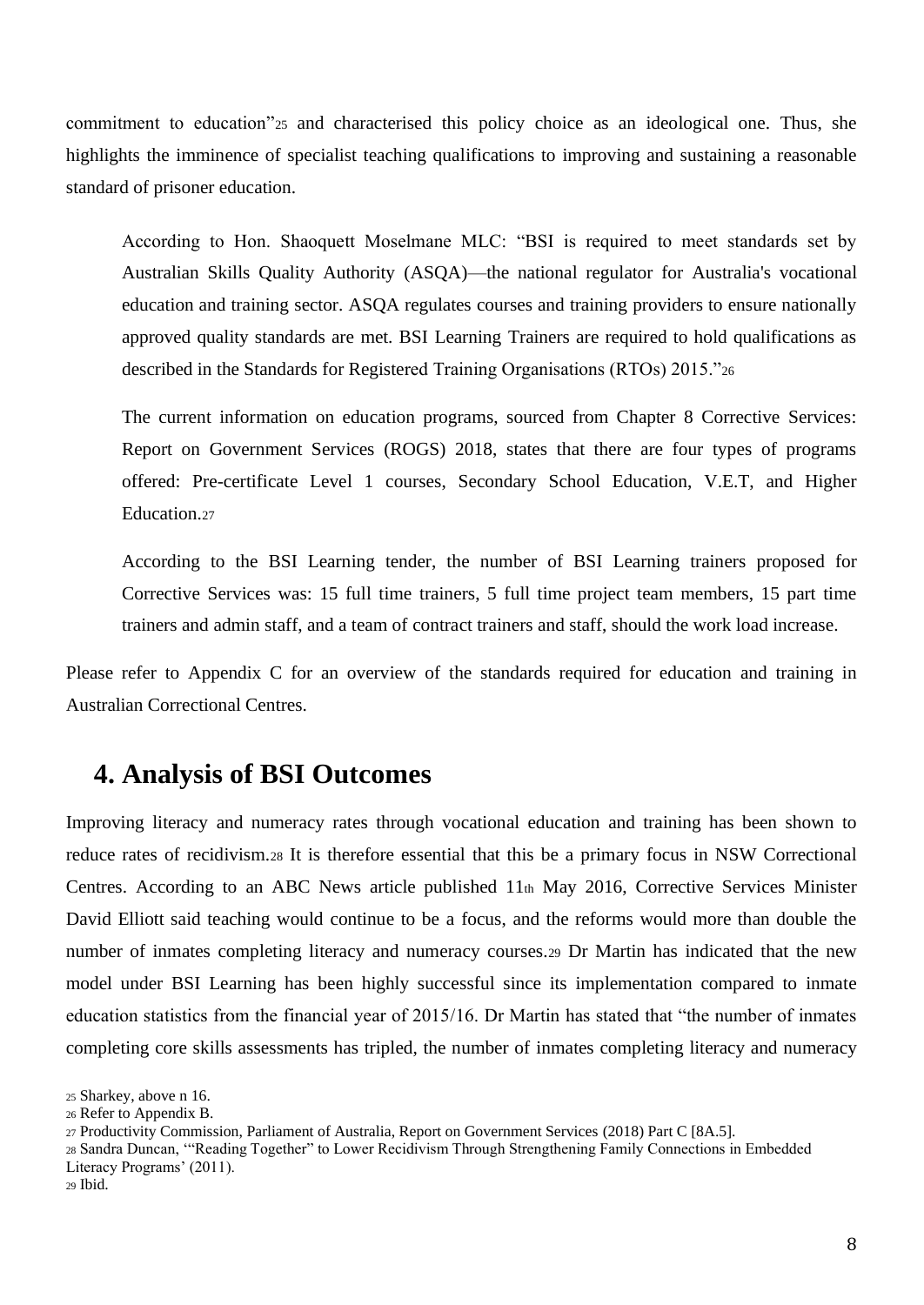commitment to education"[25] and characterised this policy choice as an ideological one. Thus, she highlights the imminence of specialist teaching qualifications to improving and sustaining a reasonable standard of prisoner education.

> According to Hon. Shaoquett Moselmane MLC: "BSI is required to meet standards set by Australian Skills Quality Authority (ASQA)—the national regulator for Australia's vocational education and training sector. ASQA regulates courses and training providers to ensure nationally approved quality standards are met. BSI Learning Trainers are required to hold qualifications as described in the Standards for Registered Training Organisations (RTOs) 2015."[26]
>
> The current information on education programs, sourced from Chapter 8 Corrective Services: Report on Government Services (ROGS) 2018, states that there are four types of programs offered: Pre-certificate Level 1 courses, Secondary School Education, V.E.T, and Higher Education.[27]
>
> According to the BSI Learning tender, the number of BSI Learning trainers proposed for Corrective Services was: 15 full time trainers, 5 full time project team members, 15 part time trainers and admin staff, and a team of contract trainers and staff, should the work load increase.

Please refer to Appendix C for an overview of the standards required for education and training in Australian Correctional Centres.

## 4. Analysis of BSI Outcomes

Improving literacy and numeracy rates through vocational education and training has been shown to reduce rates of recidivism.[28] It is therefore essential that this be a primary focus in NSW Correctional Centres. According to an ABC News article published 11th May 2016, Corrective Services Minister David Elliott said teaching would continue to be a focus, and the reforms would more than double the number of inmates completing literacy and numeracy courses.[29] Dr Martin has indicated that the new model under BSI Learning has been highly successful since its implementation compared to inmate education statistics from the financial year of 2015/16. Dr Martin has stated that "the number of inmates completing core skills assessments has tripled, the number of inmates completing literacy and numeracy

[25] Sharkey, above n 16.
[26] Refer to Appendix B.
[27] Productivity Commission, Parliament of Australia, Report on Government Services (2018) Part C [8A.5].
[28] Sandra Duncan, '"Reading Together" to Lower Recidivism Through Strengthening Family Connections in Embedded Literacy Programs' (2011).
[29] Ibid.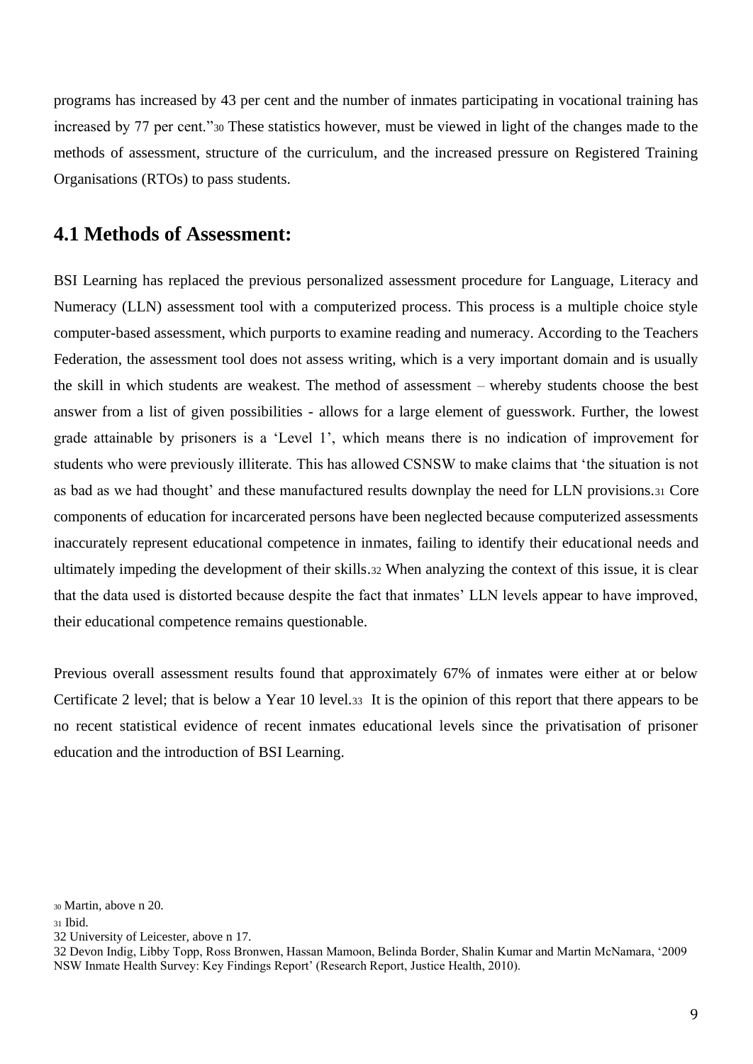programs has increased by 43 per cent and the number of inmates participating in vocational training has increased by 77 per cent."[30] These statistics however, must be viewed in light of the changes made to the methods of assessment, structure of the curriculum, and the increased pressure on Registered Training Organisations (RTOs) to pass students.

## 4.1 Methods of Assessment:

BSI Learning has replaced the previous personalized assessment procedure for Language, Literacy and Numeracy (LLN) assessment tool with a computerized process. This process is a multiple choice style computer-based assessment, which purports to examine reading and numeracy. According to the Teachers Federation, the assessment tool does not assess writing, which is a very important domain and is usually the skill in which students are weakest. The method of assessment – whereby students choose the best answer from a list of given possibilities - allows for a large element of guesswork. Further, the lowest grade attainable by prisoners is a 'Level 1', which means there is no indication of improvement for students who were previously illiterate. This has allowed CSNSW to make claims that 'the situation is not as bad as we had thought' and these manufactured results downplay the need for LLN provisions.[31] Core components of education for incarcerated persons have been neglected because computerized assessments inaccurately represent educational competence in inmates, failing to identify their educational needs and ultimately impeding the development of their skills.[32] When analyzing the context of this issue, it is clear that the data used is distorted because despite the fact that inmates' LLN levels appear to have improved, their educational competence remains questionable.

Previous overall assessment results found that approximately 67% of inmates were either at or below Certificate 2 level; that is below a Year 10 level.[33] It is the opinion of this report that there appears to be no recent statistical evidence of recent inmates educational levels since the privatisation of prisoner education and the introduction of BSI Learning.

[30] Martin, above n 20.

[31] Ibid.

32 University of Leicester, above n 17.

32 Devon Indig, Libby Topp, Ross Bronwen, Hassan Mamoon, Belinda Border, Shalin Kumar and Martin McNamara, '2009 NSW Inmate Health Survey: Key Findings Report' (Research Report, Justice Health, 2010).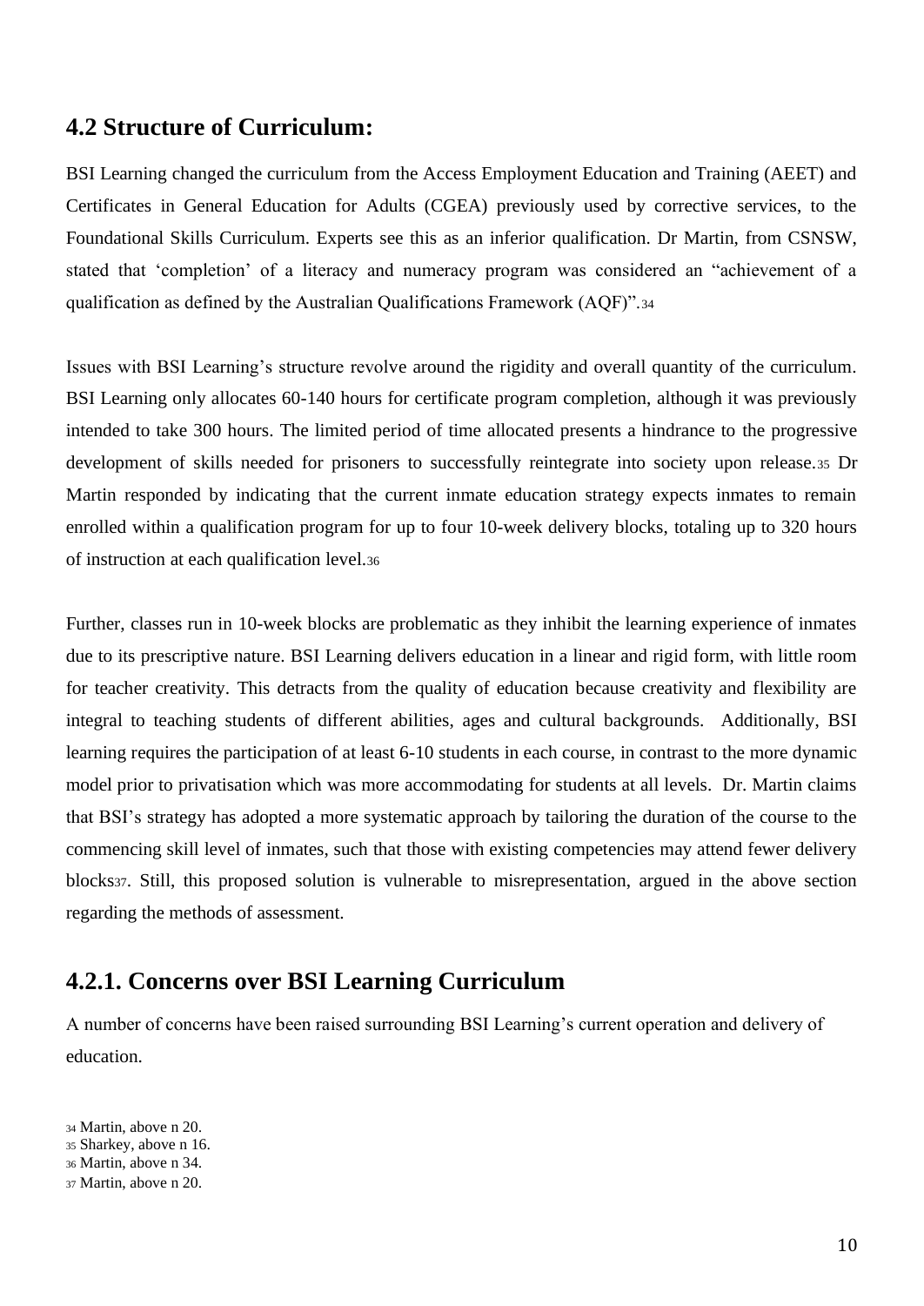## 4.2 Structure of Curriculum:

BSI Learning changed the curriculum from the Access Employment Education and Training (AEET) and Certificates in General Education for Adults (CGEA) previously used by corrective services, to the Foundational Skills Curriculum. Experts see this as an inferior qualification. Dr Martin, from CSNSW, stated that 'completion' of a literacy and numeracy program was considered an "achievement of a qualification as defined by the Australian Qualifications Framework (AQF)".[34]

Issues with BSI Learning's structure revolve around the rigidity and overall quantity of the curriculum. BSI Learning only allocates 60-140 hours for certificate program completion, although it was previously intended to take 300 hours. The limited period of time allocated presents a hindrance to the progressive development of skills needed for prisoners to successfully reintegrate into society upon release.[35] Dr Martin responded by indicating that the current inmate education strategy expects inmates to remain enrolled within a qualification program for up to four 10-week delivery blocks, totaling up to 320 hours of instruction at each qualification level.[36]

Further, classes run in 10-week blocks are problematic as they inhibit the learning experience of inmates due to its prescriptive nature. BSI Learning delivers education in a linear and rigid form, with little room for teacher creativity. This detracts from the quality of education because creativity and flexibility are integral to teaching students of different abilities, ages and cultural backgrounds. Additionally, BSI learning requires the participation of at least 6-10 students in each course, in contrast to the more dynamic model prior to privatisation which was more accommodating for students at all levels. Dr. Martin claims that BSI's strategy has adopted a more systematic approach by tailoring the duration of the course to the commencing skill level of inmates, such that those with existing competencies may attend fewer delivery blocks[37]. Still, this proposed solution is vulnerable to misrepresentation, argued in the above section regarding the methods of assessment.

### 4.2.1. Concerns over BSI Learning Curriculum

A number of concerns have been raised surrounding BSI Learning's current operation and delivery of education.

[34] Martin, above n 20.
[35] Sharkey, above n 16.
[36] Martin, above n 34.
[37] Martin, above n 20.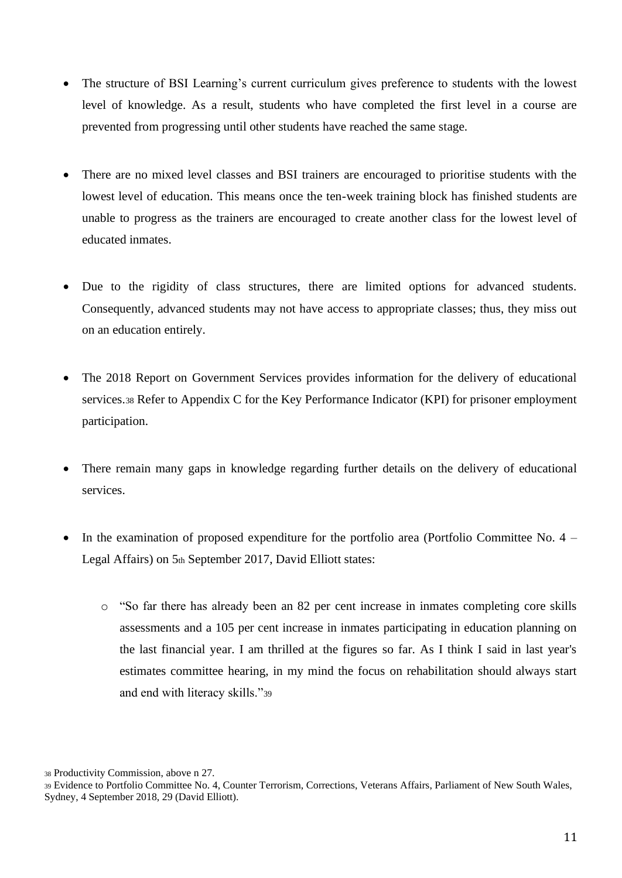- The structure of BSI Learning's current curriculum gives preference to students with the lowest level of knowledge. As a result, students who have completed the first level in a course are prevented from progressing until other students have reached the same stage.

- There are no mixed level classes and BSI trainers are encouraged to prioritise students with the lowest level of education. This means once the ten-week training block has finished students are unable to progress as the trainers are encouraged to create another class for the lowest level of educated inmates.

- Due to the rigidity of class structures, there are limited options for advanced students. Consequently, advanced students may not have access to appropriate classes; thus, they miss out on an education entirely.

- The 2018 Report on Government Services provides information for the delivery of educational services.[38] Refer to Appendix C for the Key Performance Indicator (KPI) for prisoner employment participation.

- There remain many gaps in knowledge regarding further details on the delivery of educational services.

- In the examination of proposed expenditure for the portfolio area (Portfolio Committee No. 4 – Legal Affairs) on 5th September 2017, David Elliott states:

    - "So far there has already been an 82 per cent increase in inmates completing core skills assessments and a 105 per cent increase in inmates participating in education planning on the last financial year. I am thrilled at the figures so far. As I think I said in last year's estimates committee hearing, in my mind the focus on rehabilitation should always start and end with literacy skills."[39]

[38] Productivity Commission, above n 27.

[39] Evidence to Portfolio Committee No. 4, Counter Terrorism, Corrections, Veterans Affairs, Parliament of New South Wales, Sydney, 4 September 2018, 29 (David Elliott).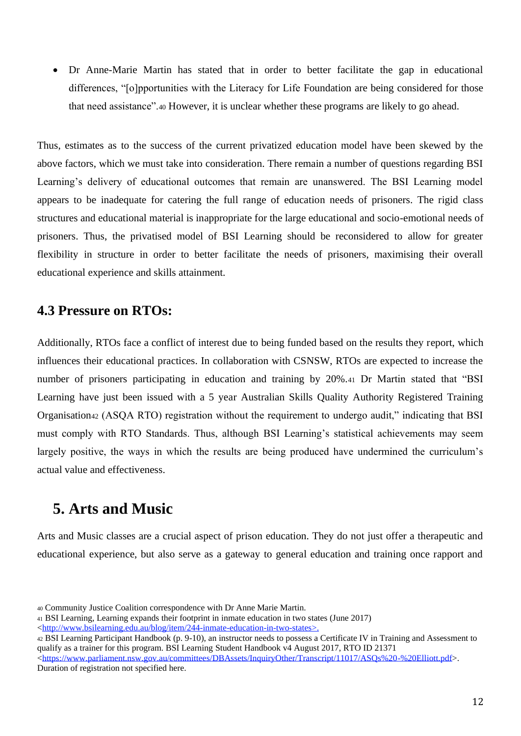- Dr Anne-Marie Martin has stated that in order to better facilitate the gap in educational differences, "[o]pportunities with the Literacy for Life Foundation are being considered for those that need assistance".[40] However, it is unclear whether these programs are likely to go ahead.

Thus, estimates as to the success of the current privatized education model have been skewed by the above factors, which we must take into consideration. There remain a number of questions regarding BSI Learning's delivery of educational outcomes that remain are unanswered. The BSI Learning model appears to be inadequate for catering the full range of education needs of prisoners. The rigid class structures and educational material is inappropriate for the large educational and socio-emotional needs of prisoners. Thus, the privatised model of BSI Learning should be reconsidered to allow for greater flexibility in structure in order to better facilitate the needs of prisoners, maximising their overall educational experience and skills attainment.

### 4.3 Pressure on RTOs:

Additionally, RTOs face a conflict of interest due to being funded based on the results they report, which influences their educational practices. In collaboration with CSNSW, RTOs are expected to increase the number of prisoners participating in education and training by 20%.[41] Dr Martin stated that "BSI Learning have just been issued with a 5 year Australian Skills Quality Authority Registered Training Organisation[42] (ASQA RTO) registration without the requirement to undergo audit," indicating that BSI must comply with RTO Standards. Thus, although BSI Learning's statistical achievements may seem largely positive, the ways in which the results are being produced have undermined the curriculum's actual value and effectiveness.

## 5. Arts and Music

Arts and Music classes are a crucial aspect of prison education. They do not just offer a therapeutic and educational experience, but also serve as a gateway to general education and training once rapport and

---

[40] Community Justice Coalition correspondence with Dr Anne Marie Martin.

[41] BSI Learning, Learning expands their footprint in inmate education in two states (June 2017) <http://www.bsilearning.edu.au/blog/item/244-inmate-education-in-two-states>.

[42] BSI Learning Participant Handbook (p. 9-10), an instructor needs to possess a Certificate IV in Training and Assessment to qualify as a trainer for this program. BSI Learning Student Handbook v4 August 2017, RTO ID 21371 <https://www.parliament.nsw.gov.au/committees/DBAssets/InquiryOther/Transcript/11017/ASQs%20-%20Elliott.pdf>. Duration of registration not specified here.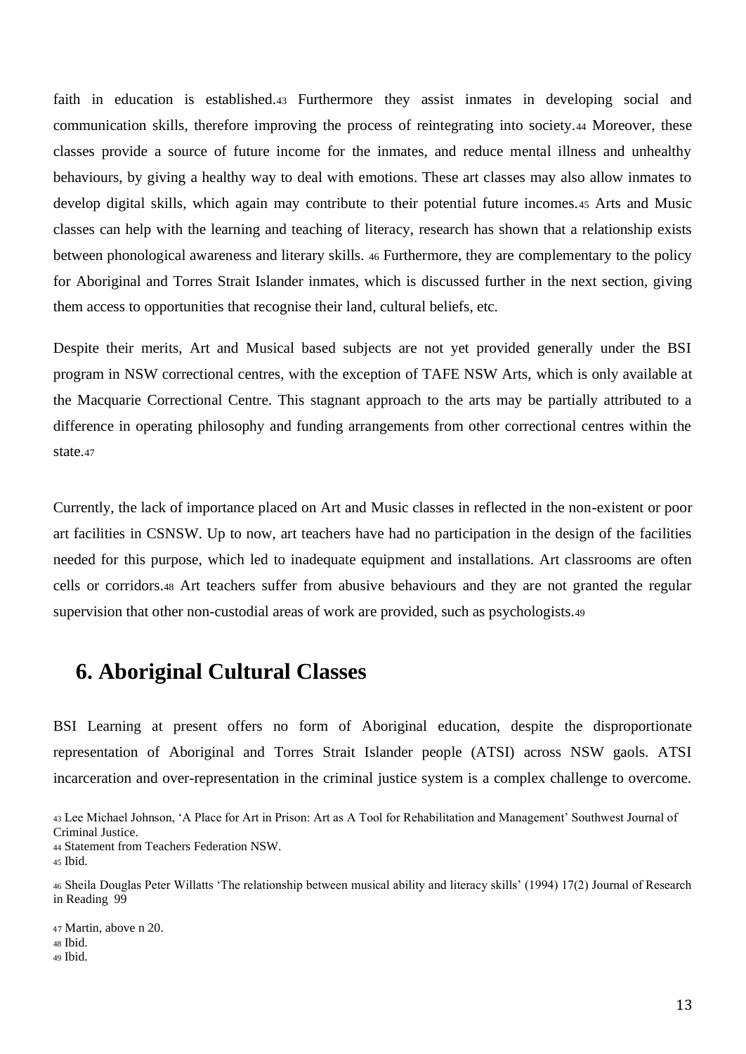faith in education is established.[43] Furthermore they assist inmates in developing social and communication skills, therefore improving the process of reintegrating into society.[44] Moreover, these classes provide a source of future income for the inmates, and reduce mental illness and unhealthy behaviours, by giving a healthy way to deal with emotions. These art classes may also allow inmates to develop digital skills, which again may contribute to their potential future incomes.[45] Arts and Music classes can help with the learning and teaching of literacy, research has shown that a relationship exists between phonological awareness and literary skills. [46] Furthermore, they are complementary to the policy for Aboriginal and Torres Strait Islander inmates, which is discussed further in the next section, giving them access to opportunities that recognise their land, cultural beliefs, etc.

Despite their merits, Art and Musical based subjects are not yet provided generally under the BSI program in NSW correctional centres, with the exception of TAFE NSW Arts, which is only available at the Macquarie Correctional Centre. This stagnant approach to the arts may be partially attributed to a difference in operating philosophy and funding arrangements from other correctional centres within the state.[47]

Currently, the lack of importance placed on Art and Music classes in reflected in the non-existent or poor art facilities in CSNSW. Up to now, art teachers have had no participation in the design of the facilities needed for this purpose, which led to inadequate equipment and installations. Art classrooms are often cells or corridors.[48] Art teachers suffer from abusive behaviours and they are not granted the regular supervision that other non-custodial areas of work are provided, such as psychologists.[49]

## 6. Aboriginal Cultural Classes

BSI Learning at present offers no form of Aboriginal education, despite the disproportionate representation of Aboriginal and Torres Strait Islander people (ATSI) across NSW gaols. ATSI incarceration and over-representation in the criminal justice system is a complex challenge to overcome.

[43] Lee Michael Johnson, 'A Place for Art in Prison: Art as A Tool for Rehabilitation and Management' Southwest Journal of Criminal Justice.

[44] Statement from Teachers Federation NSW.

[45] Ibid.

[46] Sheila Douglas Peter Willatts 'The relationship between musical ability and literacy skills' (1994) 17(2) Journal of Research in Reading 99

[47] Martin, above n 20.

[48] Ibid.

[49] Ibid.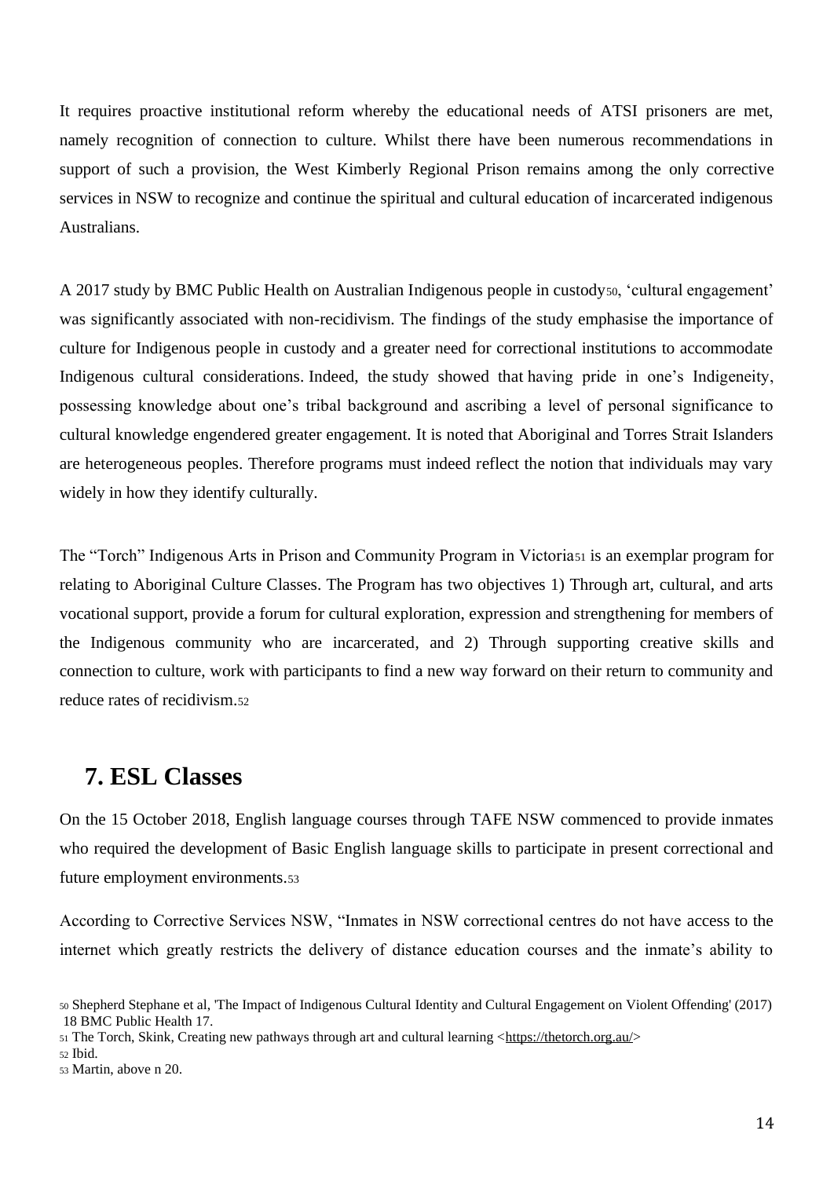It requires proactive institutional reform whereby the educational needs of ATSI prisoners are met, namely recognition of connection to culture. Whilst there have been numerous recommendations in support of such a provision, the West Kimberly Regional Prison remains among the only corrective services in NSW to recognize and continue the spiritual and cultural education of incarcerated indigenous Australians.

A 2017 study by BMC Public Health on Australian Indigenous people in custody[50], 'cultural engagement' was significantly associated with non-recidivism. The findings of the study emphasise the importance of culture for Indigenous people in custody and a greater need for correctional institutions to accommodate Indigenous cultural considerations. Indeed, the study showed that having pride in one's Indigeneity, possessing knowledge about one's tribal background and ascribing a level of personal significance to cultural knowledge engendered greater engagement. It is noted that Aboriginal and Torres Strait Islanders are heterogeneous peoples. Therefore programs must indeed reflect the notion that individuals may vary widely in how they identify culturally.

The "Torch" Indigenous Arts in Prison and Community Program in Victoria[51] is an exemplar program for relating to Aboriginal Culture Classes. The Program has two objectives 1) Through art, cultural, and arts vocational support, provide a forum for cultural exploration, expression and strengthening for members of the Indigenous community who are incarcerated, and 2) Through supporting creative skills and connection to culture, work with participants to find a new way forward on their return to community and reduce rates of recidivism.[52]

## 7. ESL Classes

On the 15 October 2018, English language courses through TAFE NSW commenced to provide inmates who required the development of Basic English language skills to participate in present correctional and future employment environments.[53]

According to Corrective Services NSW, "Inmates in NSW correctional centres do not have access to the internet which greatly restricts the delivery of distance education courses and the inmate's ability to

[50] Shepherd Stephane et al, 'The Impact of Indigenous Cultural Identity and Cultural Engagement on Violent Offending' (2017) 18 BMC Public Health 17.

[51] The Torch, Skink, Creating new pathways through art and cultural learning <https://thetorch.org.au/>

[52] Ibid.

[53] Martin, above n 20.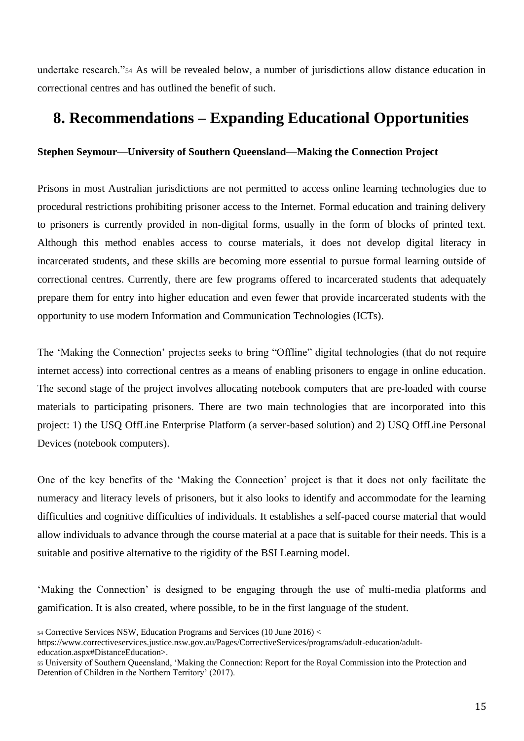undertake research."[54] As will be revealed below, a number of jurisdictions allow distance education in correctional centres and has outlined the benefit of such.

# 8. Recommendations – Expanding Educational Opportunities

**Stephen Seymour—University of Southern Queensland—Making the Connection Project**

Prisons in most Australian jurisdictions are not permitted to access online learning technologies due to procedural restrictions prohibiting prisoner access to the Internet. Formal education and training delivery to prisoners is currently provided in non-digital forms, usually in the form of blocks of printed text. Although this method enables access to course materials, it does not develop digital literacy in incarcerated students, and these skills are becoming more essential to pursue formal learning outside of correctional centres. Currently, there are few programs offered to incarcerated students that adequately prepare them for entry into higher education and even fewer that provide incarcerated students with the opportunity to use modern Information and Communication Technologies (ICTs).

The 'Making the Connection' project[55] seeks to bring "Offline" digital technologies (that do not require internet access) into correctional centres as a means of enabling prisoners to engage in online education. The second stage of the project involves allocating notebook computers that are pre-loaded with course materials to participating prisoners. There are two main technologies that are incorporated into this project: 1) the USQ OffLine Enterprise Platform (a server-based solution) and 2) USQ OffLine Personal Devices (notebook computers).

One of the key benefits of the 'Making the Connection' project is that it does not only facilitate the numeracy and literacy levels of prisoners, but it also looks to identify and accommodate for the learning difficulties and cognitive difficulties of individuals. It establishes a self-paced course material that would allow individuals to advance through the course material at a pace that is suitable for their needs. This is a suitable and positive alternative to the rigidity of the BSI Learning model.

'Making the Connection' is designed to be engaging through the use of multi-media platforms and gamification. It is also created, where possible, to be in the first language of the student.

[54] Corrective Services NSW, Education Programs and Services (10 June 2016) < https://www.correctiveservices.justice.nsw.gov.au/Pages/CorrectiveServices/programs/adult-education/adult-education.aspx#DistanceEducation>.

[55] University of Southern Queensland, 'Making the Connection: Report for the Royal Commission into the Protection and Detention of Children in the Northern Territory' (2017).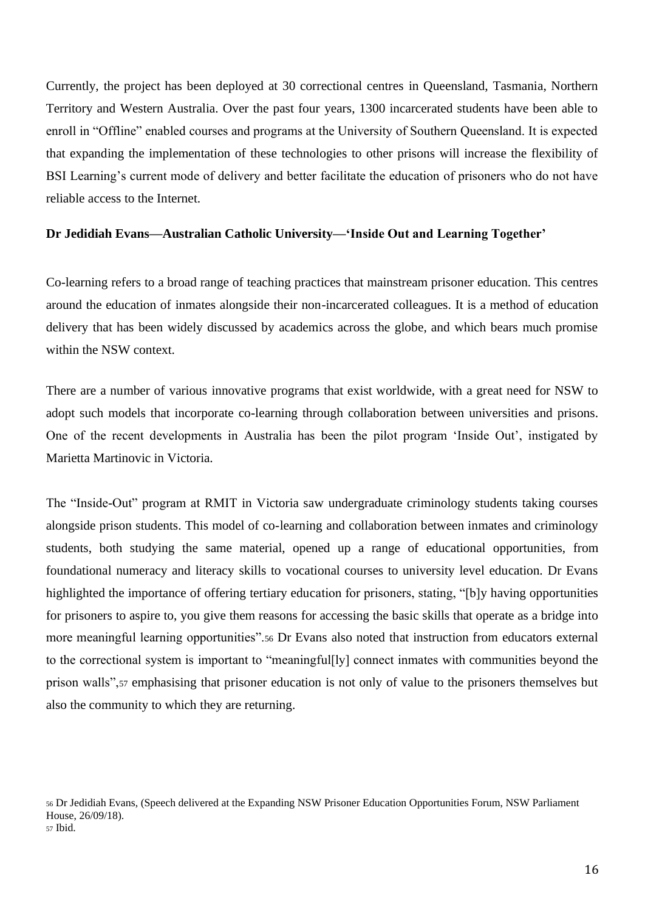Currently, the project has been deployed at 30 correctional centres in Queensland, Tasmania, Northern Territory and Western Australia. Over the past four years, 1300 incarcerated students have been able to enroll in "Offline" enabled courses and programs at the University of Southern Queensland. It is expected that expanding the implementation of these technologies to other prisons will increase the flexibility of BSI Learning's current mode of delivery and better facilitate the education of prisoners who do not have reliable access to the Internet.

**Dr Jedidiah Evans—Australian Catholic University—'Inside Out and Learning Together'**

Co-learning refers to a broad range of teaching practices that mainstream prisoner education. This centres around the education of inmates alongside their non-incarcerated colleagues. It is a method of education delivery that has been widely discussed by academics across the globe, and which bears much promise within the NSW context.

There are a number of various innovative programs that exist worldwide, with a great need for NSW to adopt such models that incorporate co-learning through collaboration between universities and prisons. One of the recent developments in Australia has been the pilot program 'Inside Out', instigated by Marietta Martinovic in Victoria.

The "Inside-Out" program at RMIT in Victoria saw undergraduate criminology students taking courses alongside prison students. This model of co-learning and collaboration between inmates and criminology students, both studying the same material, opened up a range of educational opportunities, from foundational numeracy and literacy skills to vocational courses to university level education. Dr Evans highlighted the importance of offering tertiary education for prisoners, stating, "[b]y having opportunities for prisoners to aspire to, you give them reasons for accessing the basic skills that operate as a bridge into more meaningful learning opportunities".[56] Dr Evans also noted that instruction from educators external to the correctional system is important to "meaningful[ly] connect inmates with communities beyond the prison walls",[57] emphasising that prisoner education is not only of value to the prisoners themselves but also the community to which they are returning.

[56] Dr Jedidiah Evans, (Speech delivered at the Expanding NSW Prisoner Education Opportunities Forum, NSW Parliament House, 26/09/18).
[57] Ibid.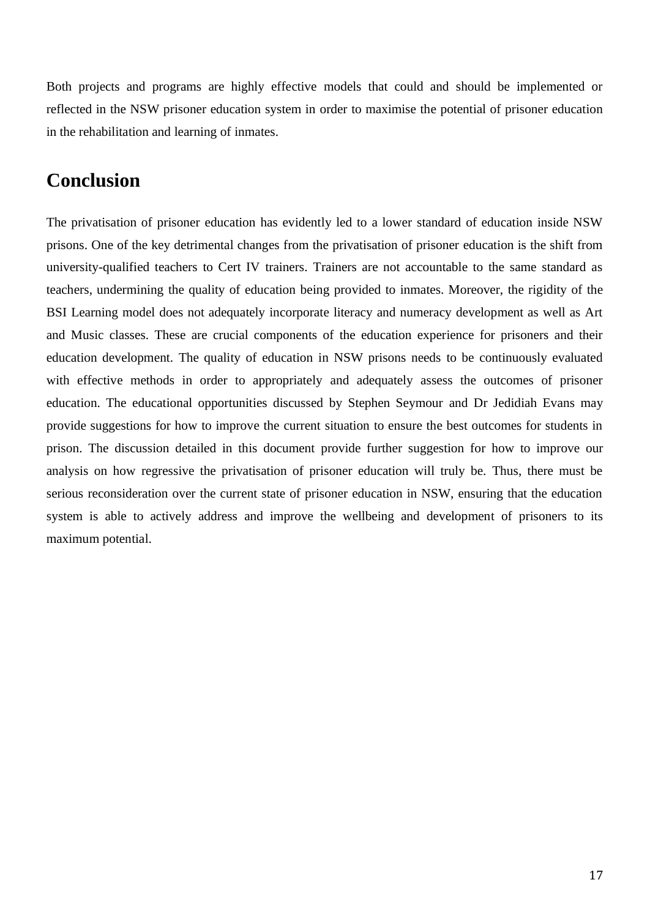Both projects and programs are highly effective models that could and should be implemented or reflected in the NSW prisoner education system in order to maximise the potential of prisoner education in the rehabilitation and learning of inmates.

## Conclusion

The privatisation of prisoner education has evidently led to a lower standard of education inside NSW prisons. One of the key detrimental changes from the privatisation of prisoner education is the shift from university-qualified teachers to Cert IV trainers. Trainers are not accountable to the same standard as teachers, undermining the quality of education being provided to inmates. Moreover, the rigidity of the BSI Learning model does not adequately incorporate literacy and numeracy development as well as Art and Music classes. These are crucial components of the education experience for prisoners and their education development. The quality of education in NSW prisons needs to be continuously evaluated with effective methods in order to appropriately and adequately assess the outcomes of prisoner education. The educational opportunities discussed by Stephen Seymour and Dr Jedidiah Evans may provide suggestions for how to improve the current situation to ensure the best outcomes for students in prison. The discussion detailed in this document provide further suggestion for how to improve our analysis on how regressive the privatisation of prisoner education will truly be. Thus, there must be serious reconsideration over the current state of prisoner education in NSW, ensuring that the education system is able to actively address and improve the wellbeing and development of prisoners to its maximum potential.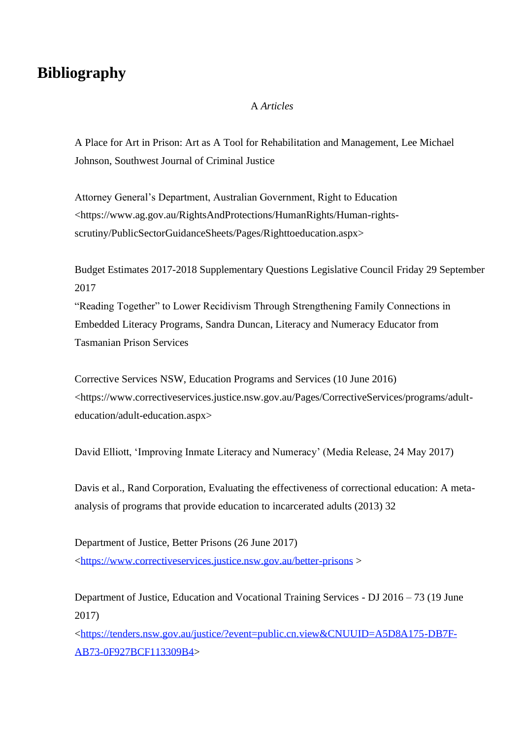# Bibliography

*A Articles*

A Place for Art in Prison: Art as A Tool for Rehabilitation and Management, Lee Michael Johnson, Southwest Journal of Criminal Justice

Attorney General's Department, Australian Government, Right to Education <https://www.ag.gov.au/RightsAndProtections/HumanRights/Human-rights-scrutiny/PublicSectorGuidanceSheets/Pages/Righttoeducation.aspx>

Budget Estimates 2017-2018 Supplementary Questions Legislative Council Friday 29 September 2017
"Reading Together" to Lower Recidivism Through Strengthening Family Connections in Embedded Literacy Programs, Sandra Duncan, Literacy and Numeracy Educator from Tasmanian Prison Services

Corrective Services NSW, Education Programs and Services (10 June 2016) <https://www.correctiveservices.justice.nsw.gov.au/Pages/CorrectiveServices/programs/adult-education/adult-education.aspx>

David Elliott, 'Improving Inmate Literacy and Numeracy' (Media Release, 24 May 2017)

Davis et al., Rand Corporation, Evaluating the effectiveness of correctional education: A meta-analysis of programs that provide education to incarcerated adults (2013) 32

Department of Justice, Better Prisons (26 June 2017) <https://www.correctiveservices.justice.nsw.gov.au/better-prisons >

Department of Justice, Education and Vocational Training Services - DJ 2016 – 73 (19 June 2017) <https://tenders.nsw.gov.au/justice/?event=public.cn.view&CNUUID=A5D8A175-DB7F-AB73-0F927BCF113309B4>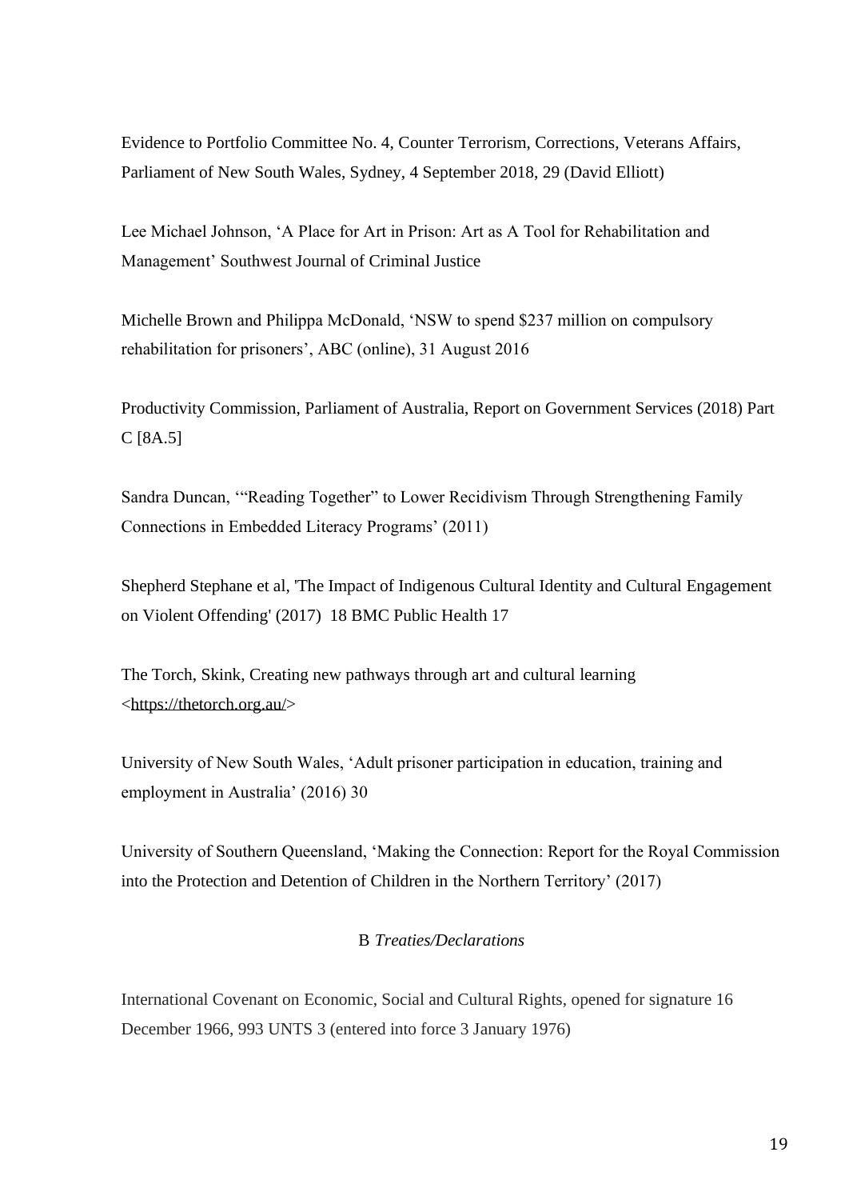Evidence to Portfolio Committee No. 4, Counter Terrorism, Corrections, Veterans Affairs, Parliament of New South Wales, Sydney, 4 September 2018, 29 (David Elliott)

Lee Michael Johnson, 'A Place for Art in Prison: Art as A Tool for Rehabilitation and Management' Southwest Journal of Criminal Justice

Michelle Brown and Philippa McDonald, 'NSW to spend $237 million on compulsory rehabilitation for prisoners', ABC (online), 31 August 2016

Productivity Commission, Parliament of Australia, Report on Government Services (2018) Part C [8A.5]

Sandra Duncan, '"Reading Together" to Lower Recidivism Through Strengthening Family Connections in Embedded Literacy Programs' (2011)

Shepherd Stephane et al, 'The Impact of Indigenous Cultural Identity and Cultural Engagement on Violent Offending' (2017) 18 BMC Public Health 17

The Torch, Skink, Creating new pathways through art and cultural learning <https://thetorch.org.au/>

University of New South Wales, 'Adult prisoner participation in education, training and employment in Australia' (2016) 30

University of Southern Queensland, 'Making the Connection: Report for the Royal Commission into the Protection and Detention of Children in the Northern Territory' (2017)

## B *Treaties/Declarations*

International Covenant on Economic, Social and Cultural Rights, opened for signature 16 December 1966, 993 UNTS 3 (entered into force 3 January 1976)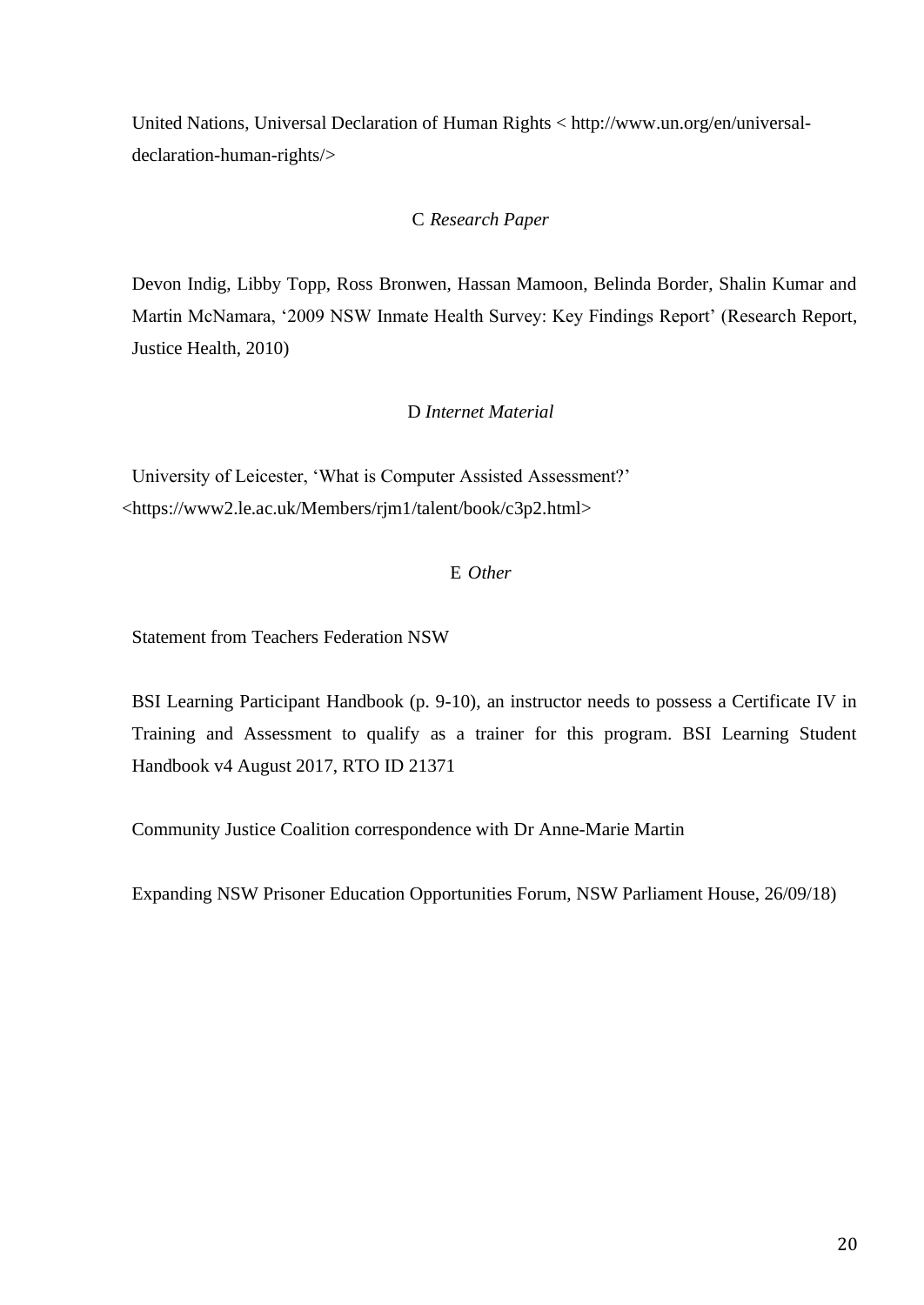United Nations, Universal Declaration of Human Rights < http://www.un.org/en/universal-declaration-human-rights/>

### C *Research Paper*

Devon Indig, Libby Topp, Ross Bronwen, Hassan Mamoon, Belinda Border, Shalin Kumar and Martin McNamara, '2009 NSW Inmate Health Survey: Key Findings Report' (Research Report, Justice Health, 2010)

### D *Internet Material*

University of Leicester, 'What is Computer Assisted Assessment?' <https://www2.le.ac.uk/Members/rjm1/talent/book/c3p2.html>

### E *Other*

Statement from Teachers Federation NSW

BSI Learning Participant Handbook (p. 9-10), an instructor needs to possess a Certificate IV in Training and Assessment to qualify as a trainer for this program. BSI Learning Student Handbook v4 August 2017, RTO ID 21371

Community Justice Coalition correspondence with Dr Anne-Marie Martin

Expanding NSW Prisoner Education Opportunities Forum, NSW Parliament House, 26/09/18)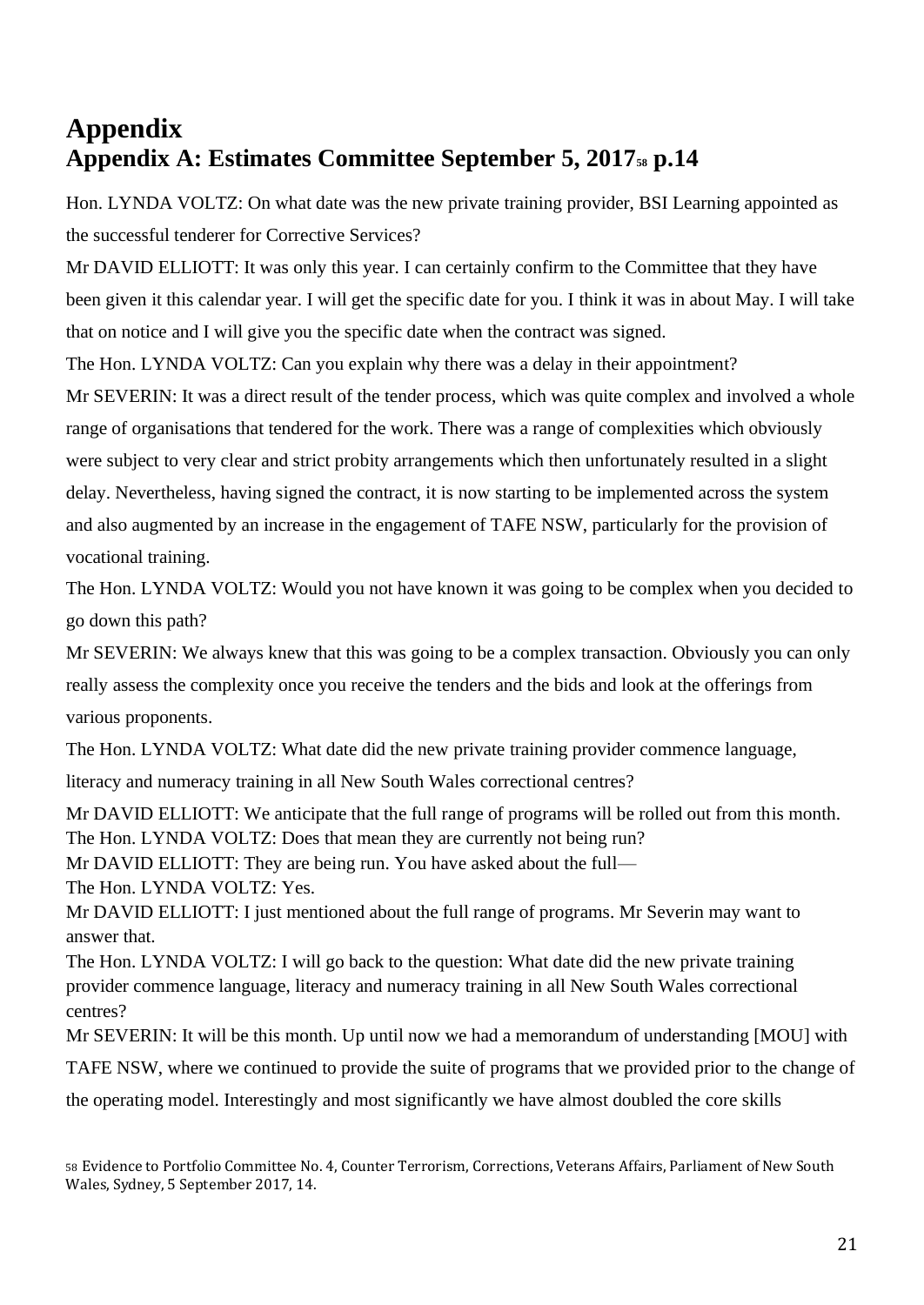# Appendix

## Appendix A: Estimates Committee September 5, 2017[58] p.14

Hon. LYNDA VOLTZ: On what date was the new private training provider, BSI Learning appointed as the successful tenderer for Corrective Services?

Mr DAVID ELLIOTT: It was only this year. I can certainly confirm to the Committee that they have been given it this calendar year. I will get the specific date for you. I think it was in about May. I will take that on notice and I will give you the specific date when the contract was signed.

The Hon. LYNDA VOLTZ: Can you explain why there was a delay in their appointment?

Mr SEVERIN: It was a direct result of the tender process, which was quite complex and involved a whole range of organisations that tendered for the work. There was a range of complexities which obviously were subject to very clear and strict probity arrangements which then unfortunately resulted in a slight delay. Nevertheless, having signed the contract, it is now starting to be implemented across the system and also augmented by an increase in the engagement of TAFE NSW, particularly for the provision of vocational training.

The Hon. LYNDA VOLTZ: Would you not have known it was going to be complex when you decided to go down this path?

Mr SEVERIN: We always knew that this was going to be a complex transaction. Obviously you can only really assess the complexity once you receive the tenders and the bids and look at the offerings from various proponents.

The Hon. LYNDA VOLTZ: What date did the new private training provider commence language, literacy and numeracy training in all New South Wales correctional centres?

Mr DAVID ELLIOTT: We anticipate that the full range of programs will be rolled out from this month.

The Hon. LYNDA VOLTZ: Does that mean they are currently not being run?

Mr DAVID ELLIOTT: They are being run. You have asked about the full—

The Hon. LYNDA VOLTZ: Yes.

Mr DAVID ELLIOTT: I just mentioned about the full range of programs. Mr Severin may want to answer that.

The Hon. LYNDA VOLTZ: I will go back to the question: What date did the new private training provider commence language, literacy and numeracy training in all New South Wales correctional centres?

Mr SEVERIN: It will be this month. Up until now we had a memorandum of understanding [MOU] with TAFE NSW, where we continued to provide the suite of programs that we provided prior to the change of the operating model. Interestingly and most significantly we have almost doubled the core skills

[58] Evidence to Portfolio Committee No. 4, Counter Terrorism, Corrections, Veterans Affairs, Parliament of New South Wales, Sydney, 5 September 2017, 14.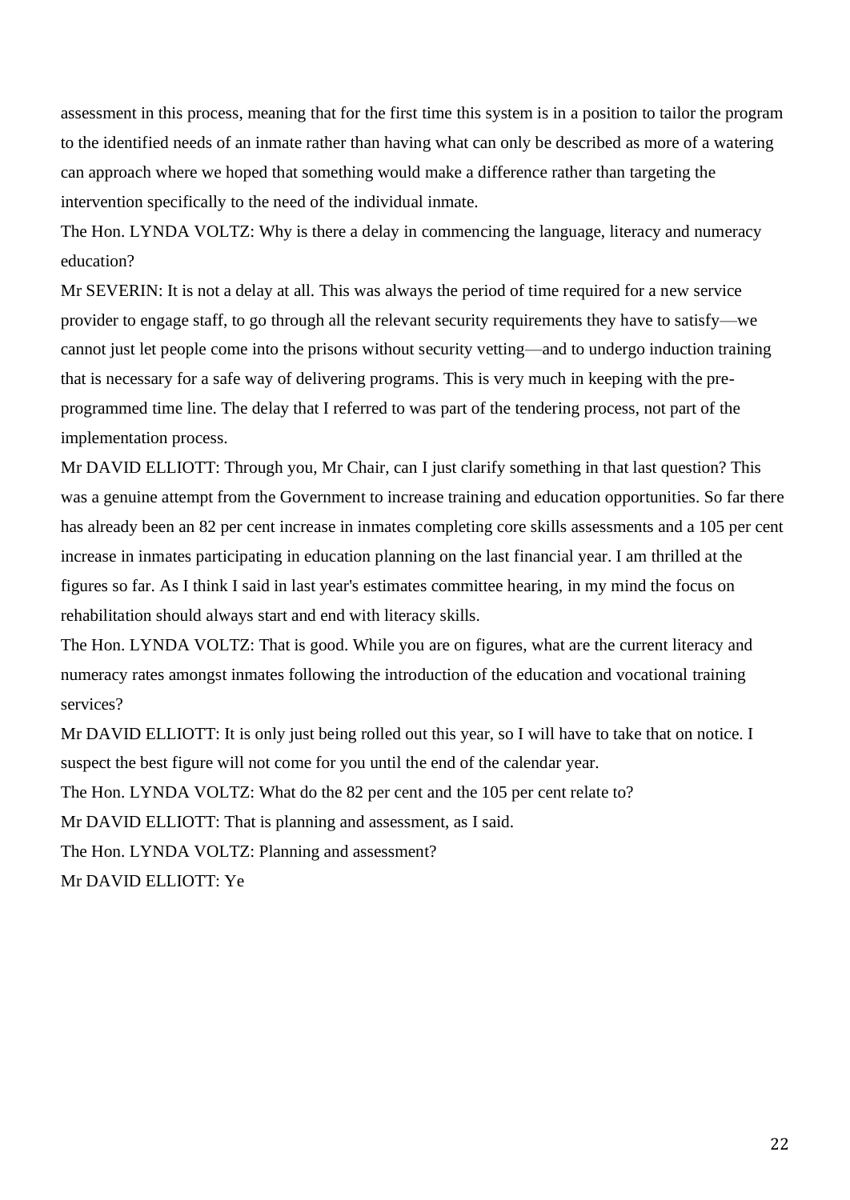assessment in this process, meaning that for the first time this system is in a position to tailor the program to the identified needs of an inmate rather than having what can only be described as more of a watering can approach where we hoped that something would make a difference rather than targeting the intervention specifically to the need of the individual inmate.

The Hon. LYNDA VOLTZ: Why is there a delay in commencing the language, literacy and numeracy education?

Mr SEVERIN: It is not a delay at all. This was always the period of time required for a new service provider to engage staff, to go through all the relevant security requirements they have to satisfy—we cannot just let people come into the prisons without security vetting—and to undergo induction training that is necessary for a safe way of delivering programs. This is very much in keeping with the pre-programmed time line. The delay that I referred to was part of the tendering process, not part of the implementation process.

Mr DAVID ELLIOTT: Through you, Mr Chair, can I just clarify something in that last question? This was a genuine attempt from the Government to increase training and education opportunities. So far there has already been an 82 per cent increase in inmates completing core skills assessments and a 105 per cent increase in inmates participating in education planning on the last financial year. I am thrilled at the figures so far. As I think I said in last year's estimates committee hearing, in my mind the focus on rehabilitation should always start and end with literacy skills.

The Hon. LYNDA VOLTZ: That is good. While you are on figures, what are the current literacy and numeracy rates amongst inmates following the introduction of the education and vocational training services?

Mr DAVID ELLIOTT: It is only just being rolled out this year, so I will have to take that on notice. I suspect the best figure will not come for you until the end of the calendar year.

The Hon. LYNDA VOLTZ: What do the 82 per cent and the 105 per cent relate to?

Mr DAVID ELLIOTT: That is planning and assessment, as I said.

The Hon. LYNDA VOLTZ: Planning and assessment?

Mr DAVID ELLIOTT: Ye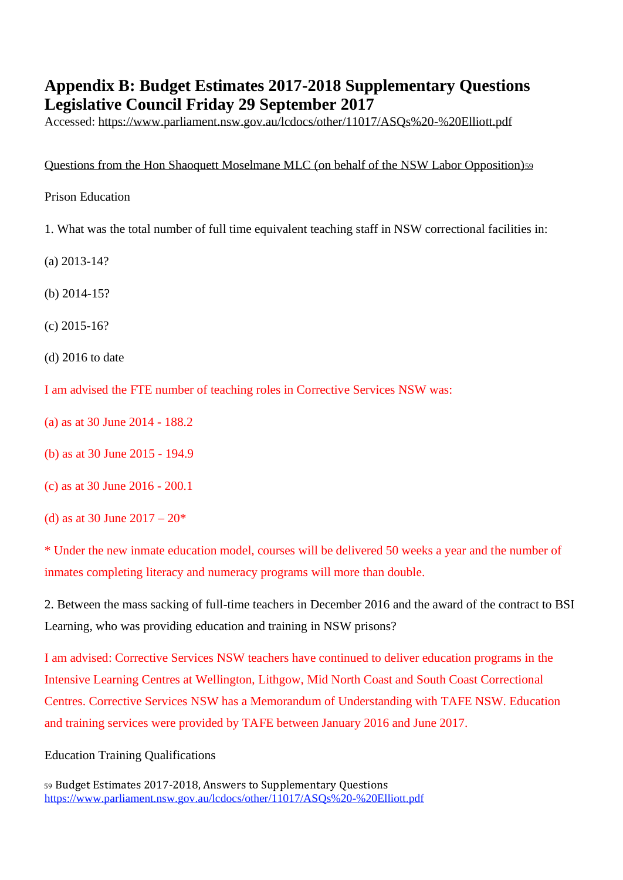# Appendix B: Budget Estimates 2017-2018 Supplementary Questions Legislative Council Friday 29 September 2017

Accessed: https://www.parliament.nsw.gov.au/lcdocs/other/11017/ASQs%20-%20Elliott.pdf

Questions from the Hon Shaoquett Moselmane MLC (on behalf of the NSW Labor Opposition)[59]

Prison Education

1. What was the total number of full time equivalent teaching staff in NSW correctional facilities in:

(a) 2013-14?

(b) 2014-15?

(c) 2015-16?

(d) 2016 to date

I am advised the FTE number of teaching roles in Corrective Services NSW was:

(a) as at 30 June 2014 - 188.2

(b) as at 30 June 2015 - 194.9

(c) as at 30 June 2016 - 200.1

(d) as at 30 June 2017 – 20*

* Under the new inmate education model, courses will be delivered 50 weeks a year and the number of inmates completing literacy and numeracy programs will more than double.

2. Between the mass sacking of full-time teachers in December 2016 and the award of the contract to BSI Learning, who was providing education and training in NSW prisons?

I am advised: Corrective Services NSW teachers have continued to deliver education programs in the Intensive Learning Centres at Wellington, Lithgow, Mid North Coast and South Coast Correctional Centres. Corrective Services NSW has a Memorandum of Understanding with TAFE NSW. Education and training services were provided by TAFE between January 2016 and June 2017.

Education Training Qualifications

[59] Budget Estimates 2017-2018, Answers to Supplementary Questions https://www.parliament.nsw.gov.au/lcdocs/other/11017/ASQs%20-%20Elliott.pdf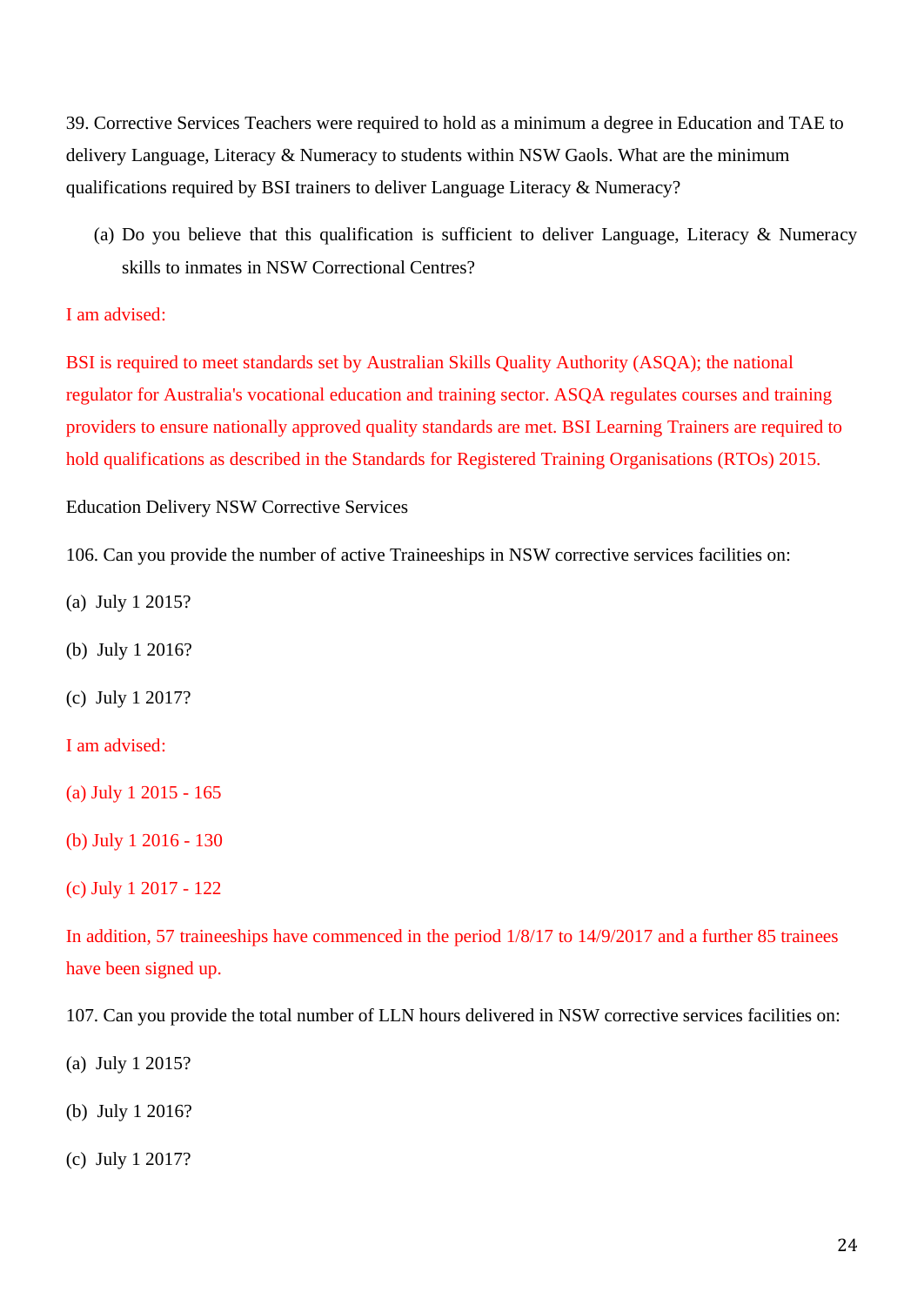39. Corrective Services Teachers were required to hold as a minimum a degree in Education and TAE to delivery Language, Literacy & Numeracy to students within NSW Gaols. What are the minimum qualifications required by BSI trainers to deliver Language Literacy & Numeracy?

(a) Do you believe that this qualification is sufficient to deliver Language, Literacy & Numeracy skills to inmates in NSW Correctional Centres?

I am advised:

BSI is required to meet standards set by Australian Skills Quality Authority (ASQA); the national regulator for Australia's vocational education and training sector. ASQA regulates courses and training providers to ensure nationally approved quality standards are met. BSI Learning Trainers are required to hold qualifications as described in the Standards for Registered Training Organisations (RTOs) 2015.

Education Delivery NSW Corrective Services

106. Can you provide the number of active Traineeships in NSW corrective services facilities on:

(a) July 1 2015?

(b) July 1 2016?

(c) July 1 2017?

I am advised:

(a) July 1 2015 - 165

(b) July 1 2016 - 130

(c) July 1 2017 - 122

In addition, 57 traineeships have commenced in the period 1/8/17 to 14/9/2017 and a further 85 trainees have been signed up.

107. Can you provide the total number of LLN hours delivered in NSW corrective services facilities on:

(a) July 1 2015?

(b) July 1 2016?

(c) July 1 2017?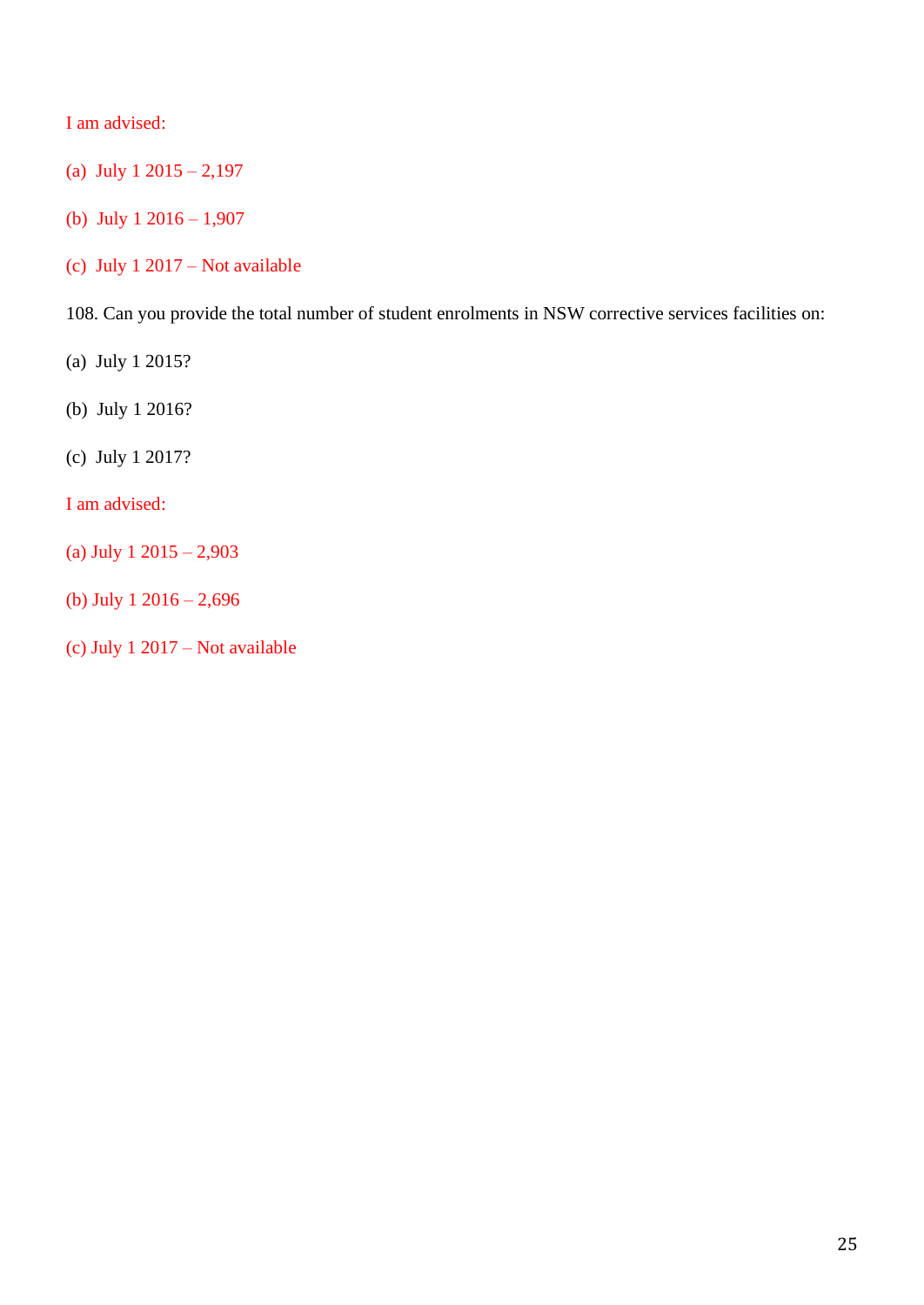I am advised:

(a) July 1 2015 – 2,197

(b) July 1 2016 – 1,907

(c) July 1 2017 – Not available

108. Can you provide the total number of student enrolments in NSW corrective services facilities on:

(a) July 1 2015?

(b) July 1 2016?

(c) July 1 2017?

I am advised:

(a) July 1 2015 – 2,903

(b) July 1 2016 – 2,696

(c) July 1 2017 – Not available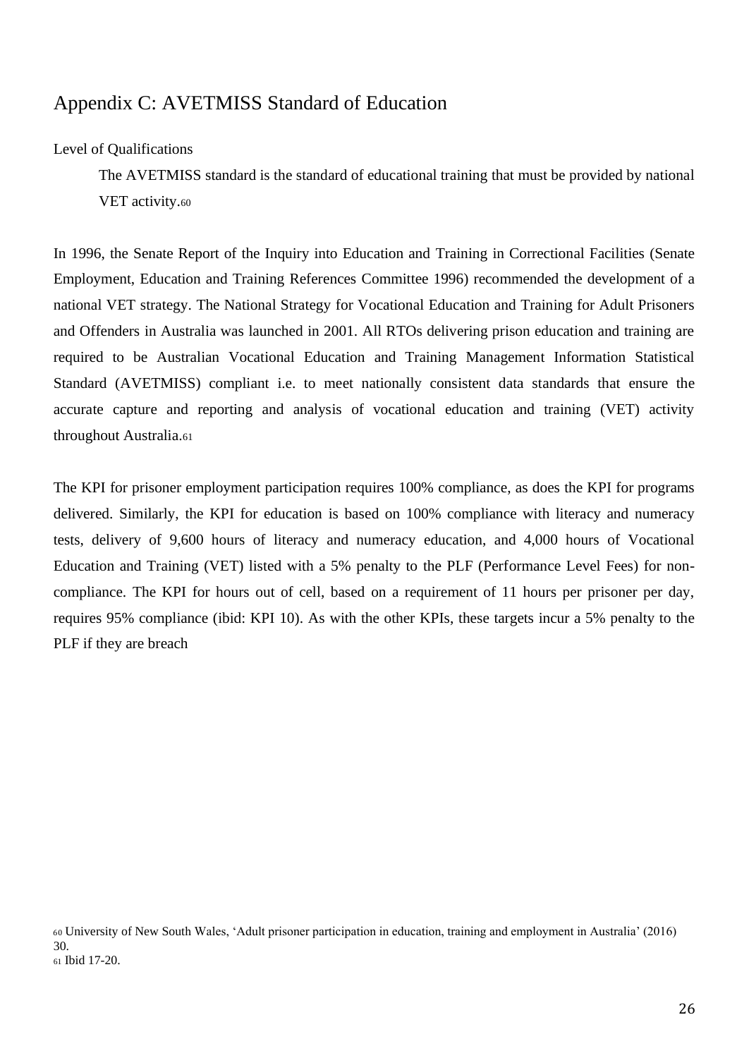## Appendix C: AVETMISS Standard of Education

Level of Qualifications

> The AVETMISS standard is the standard of educational training that must be provided by national VET activity.[60]

In 1996, the Senate Report of the Inquiry into Education and Training in Correctional Facilities (Senate Employment, Education and Training References Committee 1996) recommended the development of a national VET strategy. The National Strategy for Vocational Education and Training for Adult Prisoners and Offenders in Australia was launched in 2001. All RTOs delivering prison education and training are required to be Australian Vocational Education and Training Management Information Statistical Standard (AVETMISS) compliant i.e. to meet nationally consistent data standards that ensure the accurate capture and reporting and analysis of vocational education and training (VET) activity throughout Australia.[61]

The KPI for prisoner employment participation requires 100% compliance, as does the KPI for programs delivered. Similarly, the KPI for education is based on 100% compliance with literacy and numeracy tests, delivery of 9,600 hours of literacy and numeracy education, and 4,000 hours of Vocational Education and Training (VET) listed with a 5% penalty to the PLF (Performance Level Fees) for non-compliance. The KPI for hours out of cell, based on a requirement of 11 hours per prisoner per day, requires 95% compliance (ibid: KPI 10). As with the other KPIs, these targets incur a 5% penalty to the PLF if they are breach

[60] University of New South Wales, 'Adult prisoner participation in education, training and employment in Australia' (2016) 30.

[61] Ibid 17-20.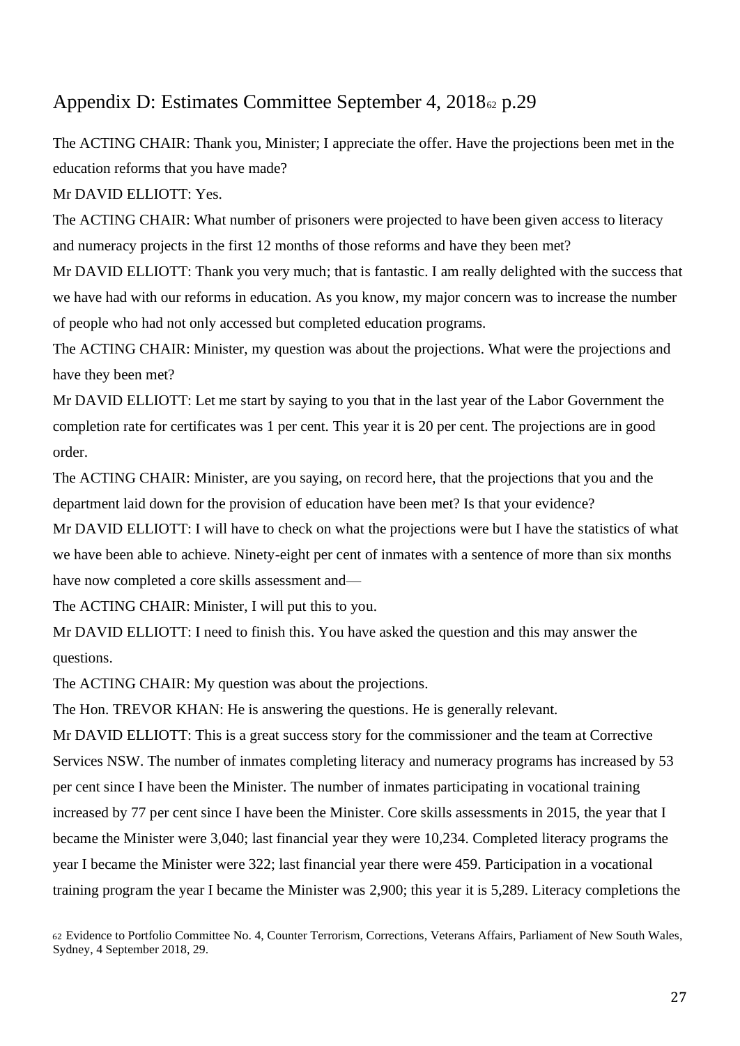## Appendix D: Estimates Committee September 4, 2018[62] p.29

The ACTING CHAIR: Thank you, Minister; I appreciate the offer. Have the projections been met in the education reforms that you have made?

Mr DAVID ELLIOTT: Yes.

The ACTING CHAIR: What number of prisoners were projected to have been given access to literacy and numeracy projects in the first 12 months of those reforms and have they been met?

Mr DAVID ELLIOTT: Thank you very much; that is fantastic. I am really delighted with the success that we have had with our reforms in education. As you know, my major concern was to increase the number of people who had not only accessed but completed education programs.

The ACTING CHAIR: Minister, my question was about the projections. What were the projections and have they been met?

Mr DAVID ELLIOTT: Let me start by saying to you that in the last year of the Labor Government the completion rate for certificates was 1 per cent. This year it is 20 per cent. The projections are in good order.

The ACTING CHAIR: Minister, are you saying, on record here, that the projections that you and the department laid down for the provision of education have been met? Is that your evidence?

Mr DAVID ELLIOTT: I will have to check on what the projections were but I have the statistics of what we have been able to achieve. Ninety-eight per cent of inmates with a sentence of more than six months have now completed a core skills assessment and—

The ACTING CHAIR: Minister, I will put this to you.

Mr DAVID ELLIOTT: I need to finish this. You have asked the question and this may answer the questions.

The ACTING CHAIR: My question was about the projections.

The Hon. TREVOR KHAN: He is answering the questions. He is generally relevant.

Mr DAVID ELLIOTT: This is a great success story for the commissioner and the team at Corrective Services NSW. The number of inmates completing literacy and numeracy programs has increased by 53 per cent since I have been the Minister. The number of inmates participating in vocational training increased by 77 per cent since I have been the Minister. Core skills assessments in 2015, the year that I became the Minister were 3,040; last financial year they were 10,234. Completed literacy programs the year I became the Minister were 322; last financial year there were 459. Participation in a vocational training program the year I became the Minister was 2,900; this year it is 5,289. Literacy completions the

[62] Evidence to Portfolio Committee No. 4, Counter Terrorism, Corrections, Veterans Affairs, Parliament of New South Wales, Sydney, 4 September 2018, 29.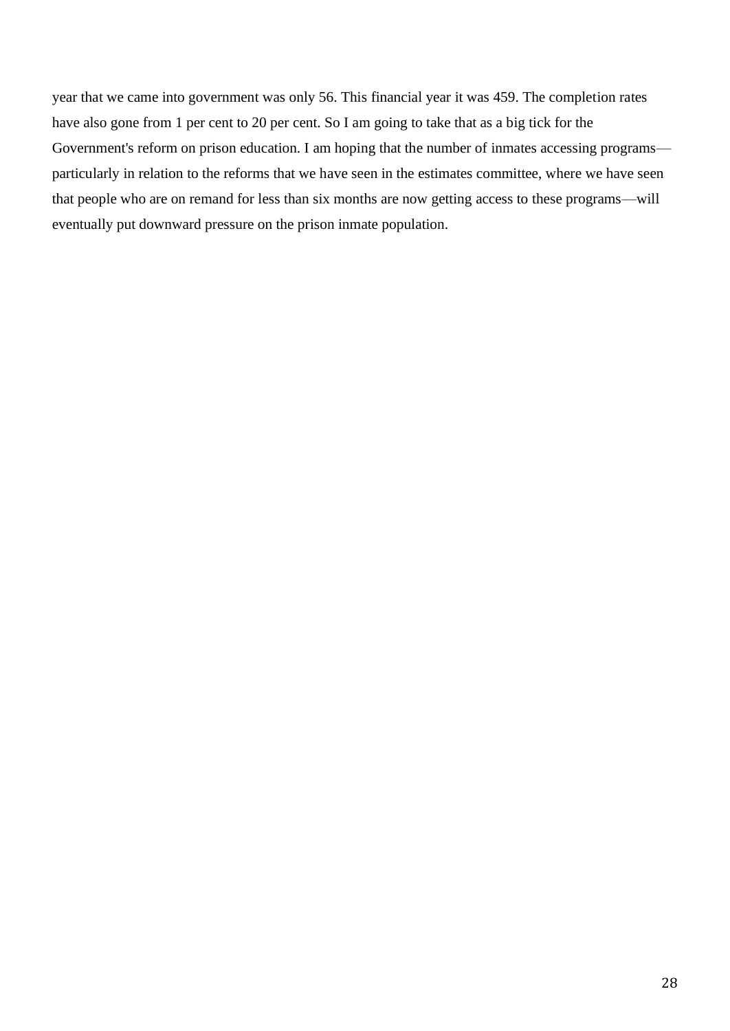year that we came into government was only 56. This financial year it was 459. The completion rates have also gone from 1 per cent to 20 per cent. So I am going to take that as a big tick for the Government's reform on prison education. I am hoping that the number of inmates accessing programs—particularly in relation to the reforms that we have seen in the estimates committee, where we have seen that people who are on remand for less than six months are now getting access to these programs—will eventually put downward pressure on the prison inmate population.